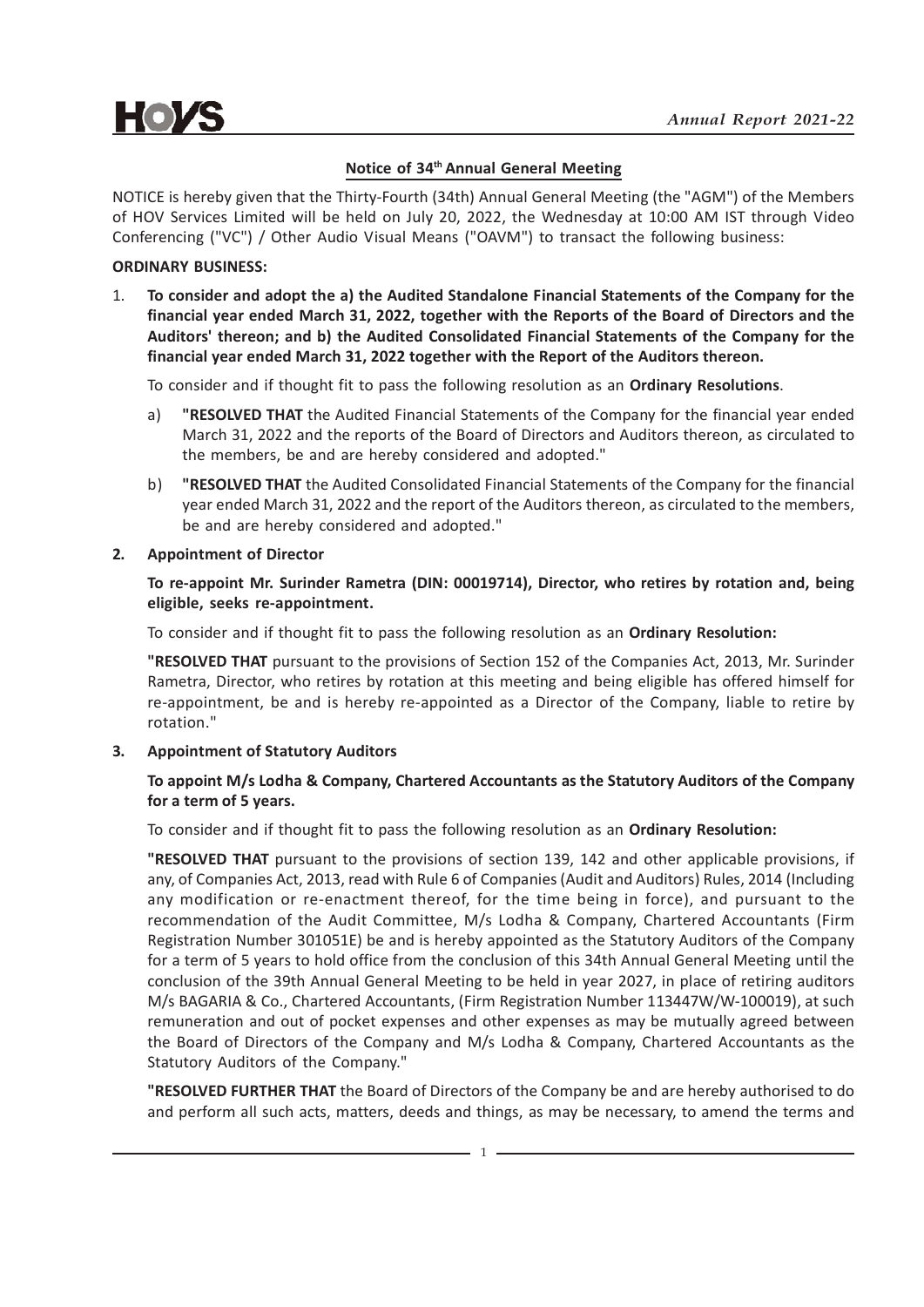## Notice of 34th Annual General Meeting

NOTICE is hereby given that the Thirty-Fourth (34th) Annual General Meeting (the "AGM") of the Members of HOV Services Limited will be held on July 20, 2022, the Wednesday at 10:00 AM IST through Video Conferencing ("VC") / Other Audio Visual Means ("OAVM") to transact the following business:

**ORDINARY BUSINESS:**

1. **To consider and adopt the a) the Audited Standalone Financial Statements of the Company for the financial year ended March 31, 2022, together with the Reports of the Board of Directors and the Auditors' thereon; and b) the Audited Consolidated Financial Statements of the Company for the financial year ended March 31, 2022 together with the Report of the Auditors thereon.**

   To consider and if thought fit to pass the following resolution as an **Ordinary Resolutions**.

   a) **"RESOLVED THAT** the Audited Financial Statements of the Company for the financial year ended March 31, 2022 and the reports of the Board of Directors and Auditors thereon, as circulated to the members, be and are hereby considered and adopted."

   b) **"RESOLVED THAT** the Audited Consolidated Financial Statements of the Company for the financial year ended March 31, 2022 and the report of the Auditors thereon, as circulated to the members, be and are hereby considered and adopted."

2. **Appointment of Director**

   **To re-appoint Mr. Surinder Rametra (DIN: 00019714), Director, who retires by rotation and, being eligible, seeks re-appointment.**

   To consider and if thought fit to pass the following resolution as an **Ordinary Resolution:**

   **"RESOLVED THAT** pursuant to the provisions of Section 152 of the Companies Act, 2013, Mr. Surinder Rametra, Director, who retires by rotation at this meeting and being eligible has offered himself for re-appointment, be and is hereby re-appointed as a Director of the Company, liable to retire by rotation."

3. **Appointment of Statutory Auditors**

   **To appoint M/s Lodha & Company, Chartered Accountants as the Statutory Auditors of the Company for a term of 5 years.**

   To consider and if thought fit to pass the following resolution as an **Ordinary Resolution:**

   **"RESOLVED THAT** pursuant to the provisions of section 139, 142 and other applicable provisions, if any, of Companies Act, 2013, read with Rule 6 of Companies (Audit and Auditors) Rules, 2014 (Including any modification or re-enactment thereof, for the time being in force), and pursuant to the recommendation of the Audit Committee, M/s Lodha & Company, Chartered Accountants (Firm Registration Number 301051E) be and is hereby appointed as the Statutory Auditors of the Company for a term of 5 years to hold office from the conclusion of this 34th Annual General Meeting until the conclusion of the 39th Annual General Meeting to be held in year 2027, in place of retiring auditors M/s BAGARIA & Co., Chartered Accountants, (Firm Registration Number 113447W/W-100019), at such remuneration and out of pocket expenses and other expenses as may be mutually agreed between the Board of Directors of the Company and M/s Lodha & Company, Chartered Accountants as the Statutory Auditors of the Company."

   **"RESOLVED FURTHER THAT** the Board of Directors of the Company be and are hereby authorised to do and perform all such acts, matters, deeds and things, as may be necessary, to amend the terms and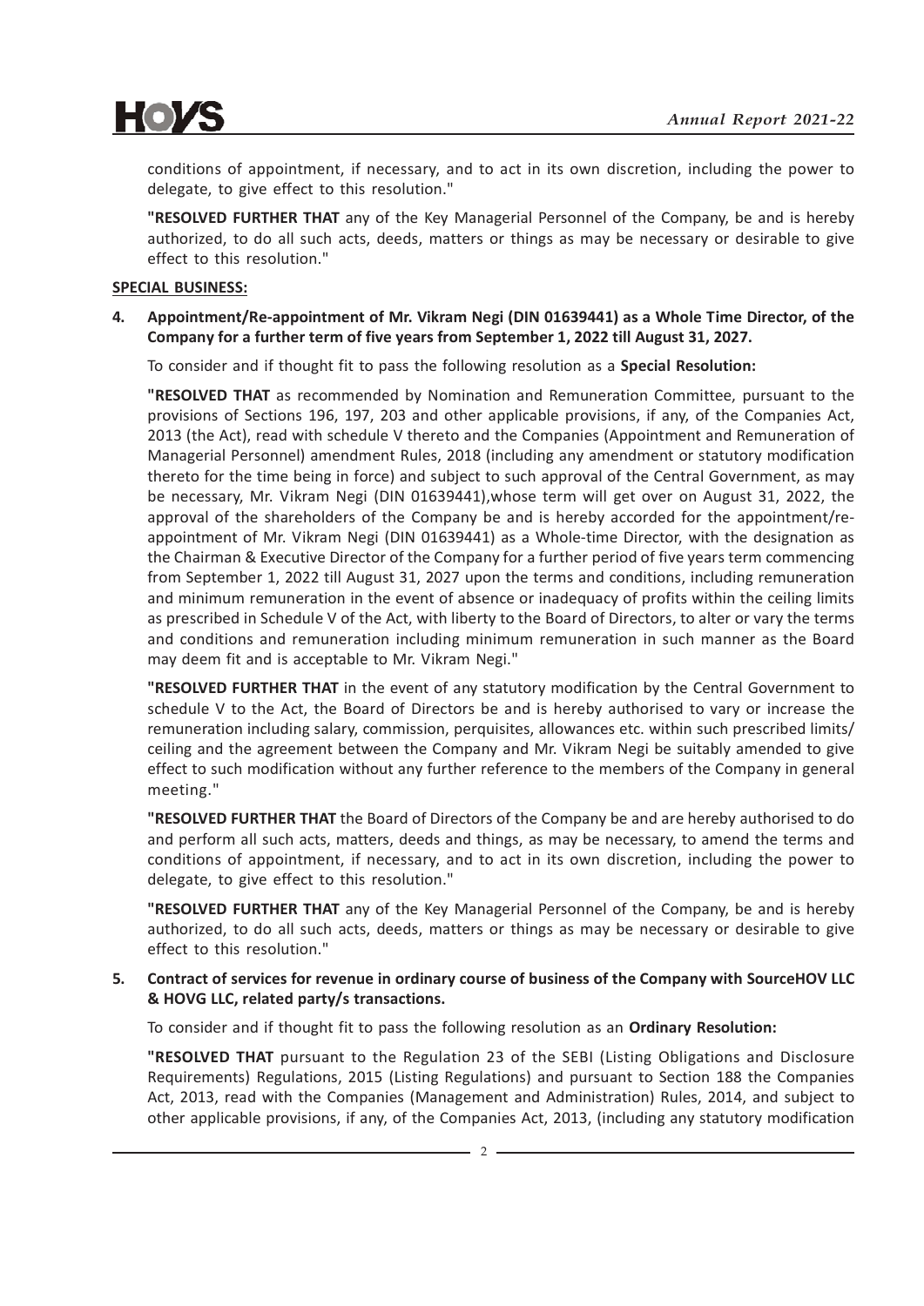conditions of appointment, if necessary, and to act in its own discretion, including the power to delegate, to give effect to this resolution."

**"RESOLVED FURTHER THAT** any of the Key Managerial Personnel of the Company, be and is hereby authorized, to do all such acts, deeds, matters or things as may be necessary or desirable to give effect to this resolution."

**SPECIAL BUSINESS:**

**4. Appointment/Re-appointment of Mr. Vikram Negi (DIN 01639441) as a Whole Time Director, of the Company for a further term of five years from September 1, 2022 till August 31, 2027.**

To consider and if thought fit to pass the following resolution as a **Special Resolution:**

**"RESOLVED THAT** as recommended by Nomination and Remuneration Committee, pursuant to the provisions of Sections 196, 197, 203 and other applicable provisions, if any, of the Companies Act, 2013 (the Act), read with schedule V thereto and the Companies (Appointment and Remuneration of Managerial Personnel) amendment Rules, 2018 (including any amendment or statutory modification thereto for the time being in force) and subject to such approval of the Central Government, as may be necessary, Mr. Vikram Negi (DIN 01639441),whose term will get over on August 31, 2022, the approval of the shareholders of the Company be and is hereby accorded for the appointment/re-appointment of Mr. Vikram Negi (DIN 01639441) as a Whole-time Director, with the designation as the Chairman & Executive Director of the Company for a further period of five years term commencing from September 1, 2022 till August 31, 2027 upon the terms and conditions, including remuneration and minimum remuneration in the event of absence or inadequacy of profits within the ceiling limits as prescribed in Schedule V of the Act, with liberty to the Board of Directors, to alter or vary the terms and conditions and remuneration including minimum remuneration in such manner as the Board may deem fit and is acceptable to Mr. Vikram Negi."

**"RESOLVED FURTHER THAT** in the event of any statutory modification by the Central Government to schedule V to the Act, the Board of Directors be and is hereby authorised to vary or increase the remuneration including salary, commission, perquisites, allowances etc. within such prescribed limits/ ceiling and the agreement between the Company and Mr. Vikram Negi be suitably amended to give effect to such modification without any further reference to the members of the Company in general meeting."

**"RESOLVED FURTHER THAT** the Board of Directors of the Company be and are hereby authorised to do and perform all such acts, matters, deeds and things, as may be necessary, to amend the terms and conditions of appointment, if necessary, and to act in its own discretion, including the power to delegate, to give effect to this resolution."

**"RESOLVED FURTHER THAT** any of the Key Managerial Personnel of the Company, be and is hereby authorized, to do all such acts, deeds, matters or things as may be necessary or desirable to give effect to this resolution."

**5. Contract of services for revenue in ordinary course of business of the Company with SourceHOV LLC & HOVG LLC, related party/s transactions.**

To consider and if thought fit to pass the following resolution as an **Ordinary Resolution:**

**"RESOLVED THAT** pursuant to the Regulation 23 of the SEBI (Listing Obligations and Disclosure Requirements) Regulations, 2015 (Listing Regulations) and pursuant to Section 188 the Companies Act, 2013, read with the Companies (Management and Administration) Rules, 2014, and subject to other applicable provisions, if any, of the Companies Act, 2013, (including any statutory modification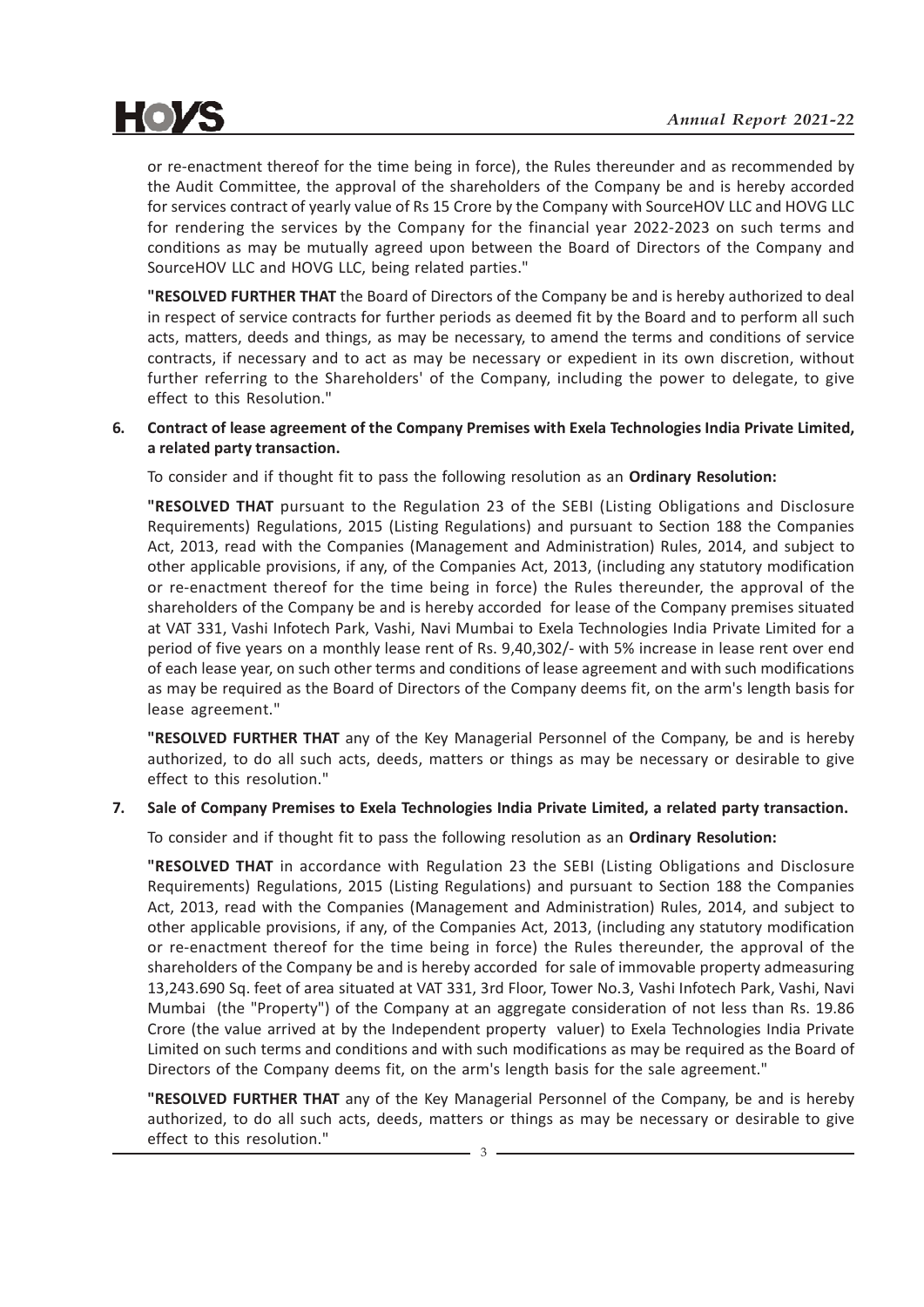or re-enactment thereof for the time being in force), the Rules thereunder and as recommended by the Audit Committee, the approval of the shareholders of the Company be and is hereby accorded for services contract of yearly value of Rs 15 Crore by the Company with SourceHOV LLC and HOVG LLC for rendering the services by the Company for the financial year 2022-2023 on such terms and conditions as may be mutually agreed upon between the Board of Directors of the Company and SourceHOV LLC and HOVG LLC, being related parties."

**"RESOLVED FURTHER THAT** the Board of Directors of the Company be and is hereby authorized to deal in respect of service contracts for further periods as deemed fit by the Board and to perform all such acts, matters, deeds and things, as may be necessary, to amend the terms and conditions of service contracts, if necessary and to act as may be necessary or expedient in its own discretion, without further referring to the Shareholders' of the Company, including the power to delegate, to give effect to this Resolution."

**6. Contract of lease agreement of the Company Premises with Exela Technologies India Private Limited, a related party transaction.**

To consider and if thought fit to pass the following resolution as an **Ordinary Resolution:**

**"RESOLVED THAT** pursuant to the Regulation 23 of the SEBI (Listing Obligations and Disclosure Requirements) Regulations, 2015 (Listing Regulations) and pursuant to Section 188 the Companies Act, 2013, read with the Companies (Management and Administration) Rules, 2014, and subject to other applicable provisions, if any, of the Companies Act, 2013, (including any statutory modification or re-enactment thereof for the time being in force) the Rules thereunder, the approval of the shareholders of the Company be and is hereby accorded for lease of the Company premises situated at VAT 331, Vashi Infotech Park, Vashi, Navi Mumbai to Exela Technologies India Private Limited for a period of five years on a monthly lease rent of Rs. 9,40,302/- with 5% increase in lease rent over end of each lease year, on such other terms and conditions of lease agreement and with such modifications as may be required as the Board of Directors of the Company deems fit, on the arm's length basis for lease agreement."

**"RESOLVED FURTHER THAT** any of the Key Managerial Personnel of the Company, be and is hereby authorized, to do all such acts, deeds, matters or things as may be necessary or desirable to give effect to this resolution."

**7. Sale of Company Premises to Exela Technologies India Private Limited, a related party transaction.**

To consider and if thought fit to pass the following resolution as an **Ordinary Resolution:**

**"RESOLVED THAT** in accordance with Regulation 23 the SEBI (Listing Obligations and Disclosure Requirements) Regulations, 2015 (Listing Regulations) and pursuant to Section 188 the Companies Act, 2013, read with the Companies (Management and Administration) Rules, 2014, and subject to other applicable provisions, if any, of the Companies Act, 2013, (including any statutory modification or re-enactment thereof for the time being in force) the Rules thereunder, the approval of the shareholders of the Company be and is hereby accorded for sale of immovable property admeasuring 13,243.690 Sq. feet of area situated at VAT 331, 3rd Floor, Tower No.3, Vashi Infotech Park, Vashi, Navi Mumbai (the "Property") of the Company at an aggregate consideration of not less than Rs. 19.86 Crore (the value arrived at by the Independent property valuer) to Exela Technologies India Private Limited on such terms and conditions and with such modifications as may be required as the Board of Directors of the Company deems fit, on the arm's length basis for the sale agreement."

**"RESOLVED FURTHER THAT** any of the Key Managerial Personnel of the Company, be and is hereby authorized, to do all such acts, deeds, matters or things as may be necessary or desirable to give effect to this resolution."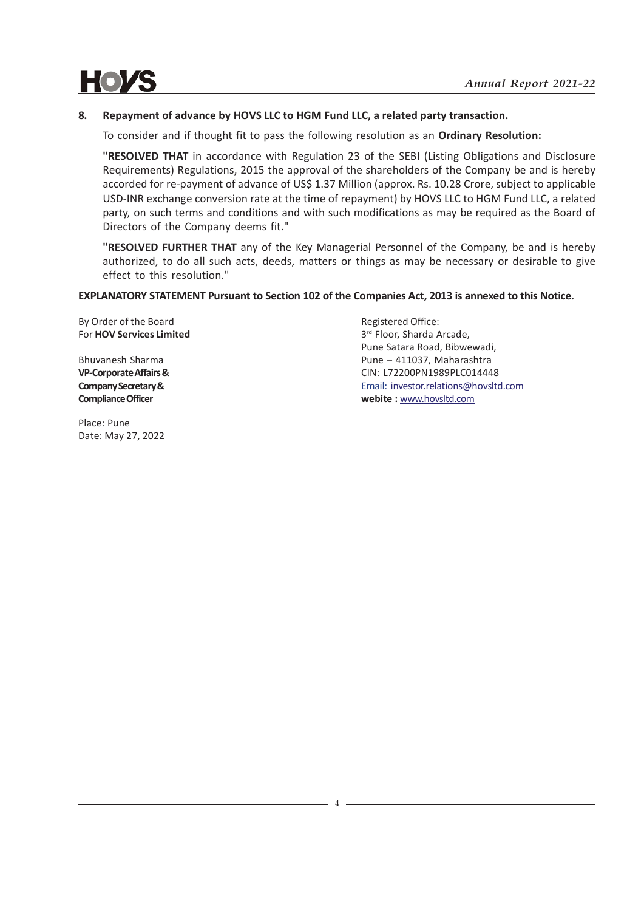**8. Repayment of advance by HOVS LLC to HGM Fund LLC, a related party transaction.**

To consider and if thought fit to pass the following resolution as an **Ordinary Resolution:**

**"RESOLVED THAT** in accordance with Regulation 23 of the SEBI (Listing Obligations and Disclosure Requirements) Regulations, 2015 the approval of the shareholders of the Company be and is hereby accorded for re-payment of advance of US$ 1.37 Million (approx. Rs. 10.28 Crore, subject to applicable USD-INR exchange conversion rate at the time of repayment) by HOVS LLC to HGM Fund LLC, a related party, on such terms and conditions and with such modifications as may be required as the Board of Directors of the Company deems fit."

**"RESOLVED FURTHER THAT** any of the Key Managerial Personnel of the Company, be and is hereby authorized, to do all such acts, deeds, matters or things as may be necessary or desirable to give effect to this resolution."

**EXPLANATORY STATEMENT Pursuant to Section 102 of the Companies Act, 2013 is annexed to this Notice.**

By Order of the Board
For **HOV Services Limited**

Bhuvanesh Sharma
**VP-Corporate Affairs &**
**Company Secretary &**
**Compliance Officer**

Place: Pune
Date: May 27, 2022

Registered Office:
3rd Floor, Sharda Arcade,
Pune Satara Road, Bibwewadi,
Pune – 411037, Maharashtra
CIN: L72200PN1989PLC014448
Email: investor.relations@hovsltd.com
**webite :** www.hovsltd.com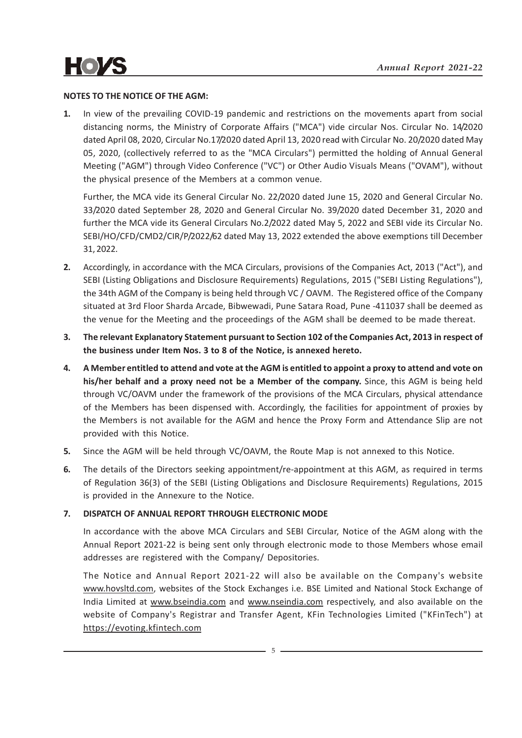## NOTES TO THE NOTICE OF THE AGM:

1. In view of the prevailing COVID-19 pandemic and restrictions on the movements apart from social distancing norms, the Ministry of Corporate Affairs ("MCA") vide circular Nos. Circular No. 14/2020 dated April 08, 2020, Circular No.17/2020 dated April 13, 2020 read with Circular No. 20/2020 dated May 05, 2020, (collectively referred to as the "MCA Circulars") permitted the holding of Annual General Meeting ("AGM") through Video Conference ("VC") or Other Audio Visuals Means ("OVAM"), without the physical presence of the Members at a common venue.

   Further, the MCA vide its General Circular No. 22/2020 dated June 15, 2020 and General Circular No. 33/2020 dated September 28, 2020 and General Circular No. 39/2020 dated December 31, 2020 and further the MCA vide its General Circulars No.2/2022 dated May 5, 2022 and SEBI vide its Circular No. SEBI/HO/CFD/CMD2/CIR/P/2022/62 dated May 13, 2022 extended the above exemptions till December 31, 2022.

2. Accordingly, in accordance with the MCA Circulars, provisions of the Companies Act, 2013 ("Act"), and SEBI (Listing Obligations and Disclosure Requirements) Regulations, 2015 ("SEBI Listing Regulations"), the 34th AGM of the Company is being held through VC / OAVM. The Registered office of the Company situated at 3rd Floor Sharda Arcade, Bibwewadi, Pune Satara Road, Pune -411037 shall be deemed as the venue for the Meeting and the proceedings of the AGM shall be deemed to be made thereat.

3. **The relevant Explanatory Statement pursuant to Section 102 of the Companies Act, 2013 in respect of the business under Item Nos. 3 to 8 of the Notice, is annexed hereto.**

4. **A Member entitled to attend and vote at the AGM is entitled to appoint a proxy to attend and vote on his/her behalf and a proxy need not be a Member of the company.** Since, this AGM is being held through VC/OAVM under the framework of the provisions of the MCA Circulars, physical attendance of the Members has been dispensed with. Accordingly, the facilities for appointment of proxies by the Members is not available for the AGM and hence the Proxy Form and Attendance Slip are not provided with this Notice.

5. Since the AGM will be held through VC/OAVM, the Route Map is not annexed to this Notice.

6. The details of the Directors seeking appointment/re-appointment at this AGM, as required in terms of Regulation 36(3) of the SEBI (Listing Obligations and Disclosure Requirements) Regulations, 2015 is provided in the Annexure to the Notice.

7. **DISPATCH OF ANNUAL REPORT THROUGH ELECTRONIC MODE**

   In accordance with the above MCA Circulars and SEBI Circular, Notice of the AGM along with the Annual Report 2021-22 is being sent only through electronic mode to those Members whose email addresses are registered with the Company/ Depositories.

   The Notice and Annual Report 2021-22 will also be available on the Company's website www.hovsltd.com, websites of the Stock Exchanges i.e. BSE Limited and National Stock Exchange of India Limited at www.bseindia.com and www.nseindia.com respectively, and also available on the website of Company's Registrar and Transfer Agent, KFin Technologies Limited ("KFinTech") at https://evoting.kfintech.com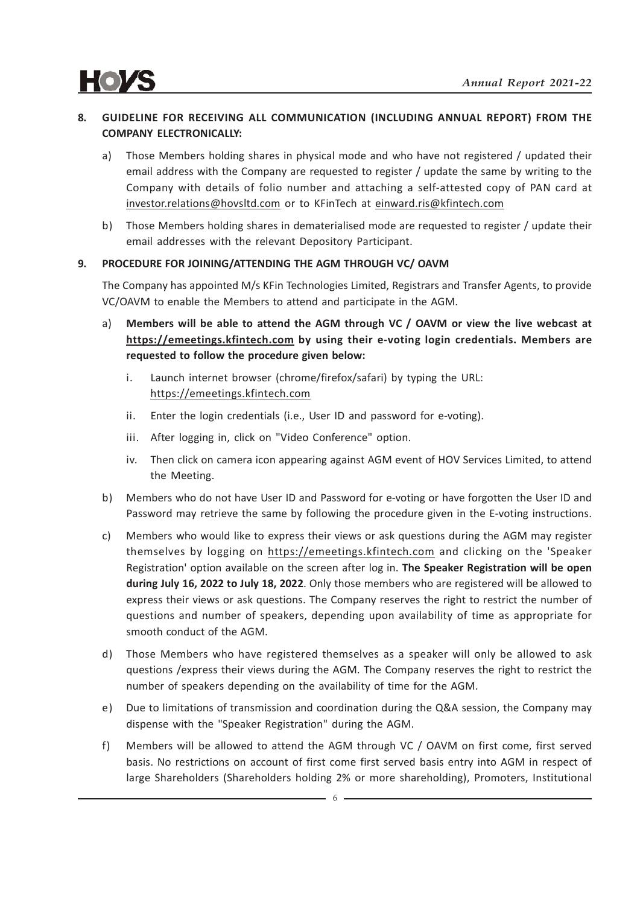**8. GUIDELINE FOR RECEIVING ALL COMMUNICATION (INCLUDING ANNUAL REPORT) FROM THE COMPANY ELECTRONICALLY:**

a) Those Members holding shares in physical mode and who have not registered / updated their email address with the Company are requested to register / update the same by writing to the Company with details of folio number and attaching a self-attested copy of PAN card at investor.relations@hovsltd.com or to KFinTech at einward.ris@kfintech.com

b) Those Members holding shares in dematerialised mode are requested to register / update their email addresses with the relevant Depository Participant.

**9. PROCEDURE FOR JOINING/ATTENDING THE AGM THROUGH VC/ OAVM**

The Company has appointed M/s KFin Technologies Limited, Registrars and Transfer Agents, to provide VC/OAVM to enable the Members to attend and participate in the AGM.

a) **Members will be able to attend the AGM through VC / OAVM or view the live webcast at https://emeetings.kfintech.com by using their e-voting login credentials. Members are requested to follow the procedure given below:**

   i. Launch internet browser (chrome/firefox/safari) by typing the URL: https://emeetings.kfintech.com

   ii. Enter the login credentials (i.e., User ID and password for e-voting).

   iii. After logging in, click on "Video Conference" option.

   iv. Then click on camera icon appearing against AGM event of HOV Services Limited, to attend the Meeting.

b) Members who do not have User ID and Password for e-voting or have forgotten the User ID and Password may retrieve the same by following the procedure given in the E-voting instructions.

c) Members who would like to express their views or ask questions during the AGM may register themselves by logging on https://emeetings.kfintech.com and clicking on the 'Speaker Registration' option available on the screen after log in. **The Speaker Registration will be open during July 16, 2022 to July 18, 2022**. Only those members who are registered will be allowed to express their views or ask questions. The Company reserves the right to restrict the number of questions and number of speakers, depending upon availability of time as appropriate for smooth conduct of the AGM.

d) Those Members who have registered themselves as a speaker will only be allowed to ask questions /express their views during the AGM. The Company reserves the right to restrict the number of speakers depending on the availability of time for the AGM.

e) Due to limitations of transmission and coordination during the Q&A session, the Company may dispense with the "Speaker Registration" during the AGM.

f) Members will be allowed to attend the AGM through VC / OAVM on first come, first served basis. No restrictions on account of first come first served basis entry into AGM in respect of large Shareholders (Shareholders holding 2% or more shareholding), Promoters, Institutional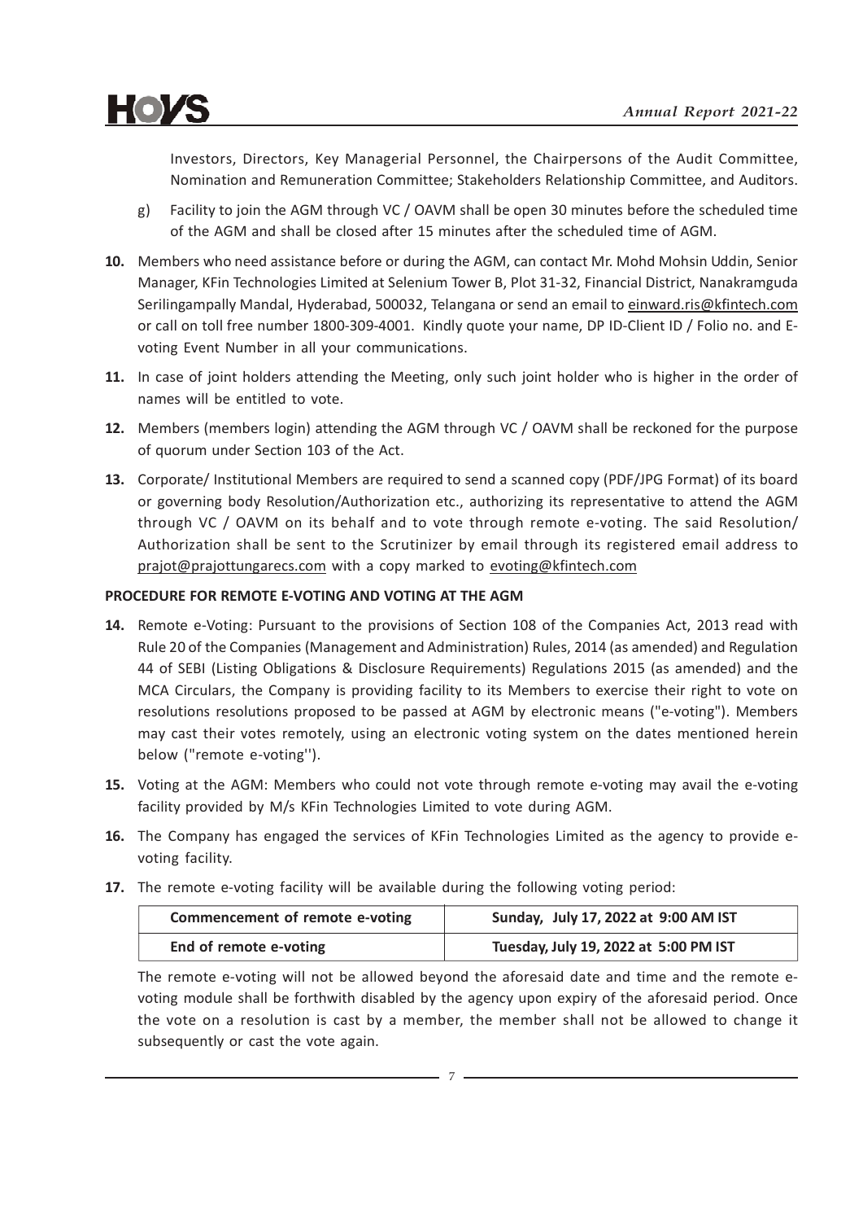Investors, Directors, Key Managerial Personnel, the Chairpersons of the Audit Committee, Nomination and Remuneration Committee; Stakeholders Relationship Committee, and Auditors.

g) Facility to join the AGM through VC / OAVM shall be open 30 minutes before the scheduled time of the AGM and shall be closed after 15 minutes after the scheduled time of AGM.

**10.** Members who need assistance before or during the AGM, can contact Mr. Mohd Mohsin Uddin, Senior Manager, KFin Technologies Limited at Selenium Tower B, Plot 31-32, Financial District, Nanakramguda Serilingampally Mandal, Hyderabad, 500032, Telangana or send an email to einward.ris@kfintech.com or call on toll free number 1800-309-4001. Kindly quote your name, DP ID-Client ID / Folio no. and E-voting Event Number in all your communications.

**11.** In case of joint holders attending the Meeting, only such joint holder who is higher in the order of names will be entitled to vote.

**12.** Members (members login) attending the AGM through VC / OAVM shall be reckoned for the purpose of quorum under Section 103 of the Act.

**13.** Corporate/ Institutional Members are required to send a scanned copy (PDF/JPG Format) of its board or governing body Resolution/Authorization etc., authorizing its representative to attend the AGM through VC / OAVM on its behalf and to vote through remote e-voting. The said Resolution/ Authorization shall be sent to the Scrutinizer by email through its registered email address to prajot@prajottungarecs.com with a copy marked to evoting@kfintech.com

**PROCEDURE FOR REMOTE E-VOTING AND VOTING AT THE AGM**

**14.** Remote e-Voting: Pursuant to the provisions of Section 108 of the Companies Act, 2013 read with Rule 20 of the Companies (Management and Administration) Rules, 2014 (as amended) and Regulation 44 of SEBI (Listing Obligations & Disclosure Requirements) Regulations 2015 (as amended) and the MCA Circulars, the Company is providing facility to its Members to exercise their right to vote on resolutions resolutions proposed to be passed at AGM by electronic means ("e-voting"). Members may cast their votes remotely, using an electronic voting system on the dates mentioned herein below ("remote e-voting'').

**15.** Voting at the AGM: Members who could not vote through remote e-voting may avail the e-voting facility provided by M/s KFin Technologies Limited to vote during AGM.

**16.** The Company has engaged the services of KFin Technologies Limited as the agency to provide e-voting facility.

**17.** The remote e-voting facility will be available during the following voting period:

| Commencement of remote e-voting | Sunday, July 17, 2022 at 9:00 AM IST |
|---|---|
| End of remote e-voting | Tuesday, July 19, 2022 at 5:00 PM IST |

The remote e-voting will not be allowed beyond the aforesaid date and time and the remote e-voting module shall be forthwith disabled by the agency upon expiry of the aforesaid period. Once the vote on a resolution is cast by a member, the member shall not be allowed to change it subsequently or cast the vote again.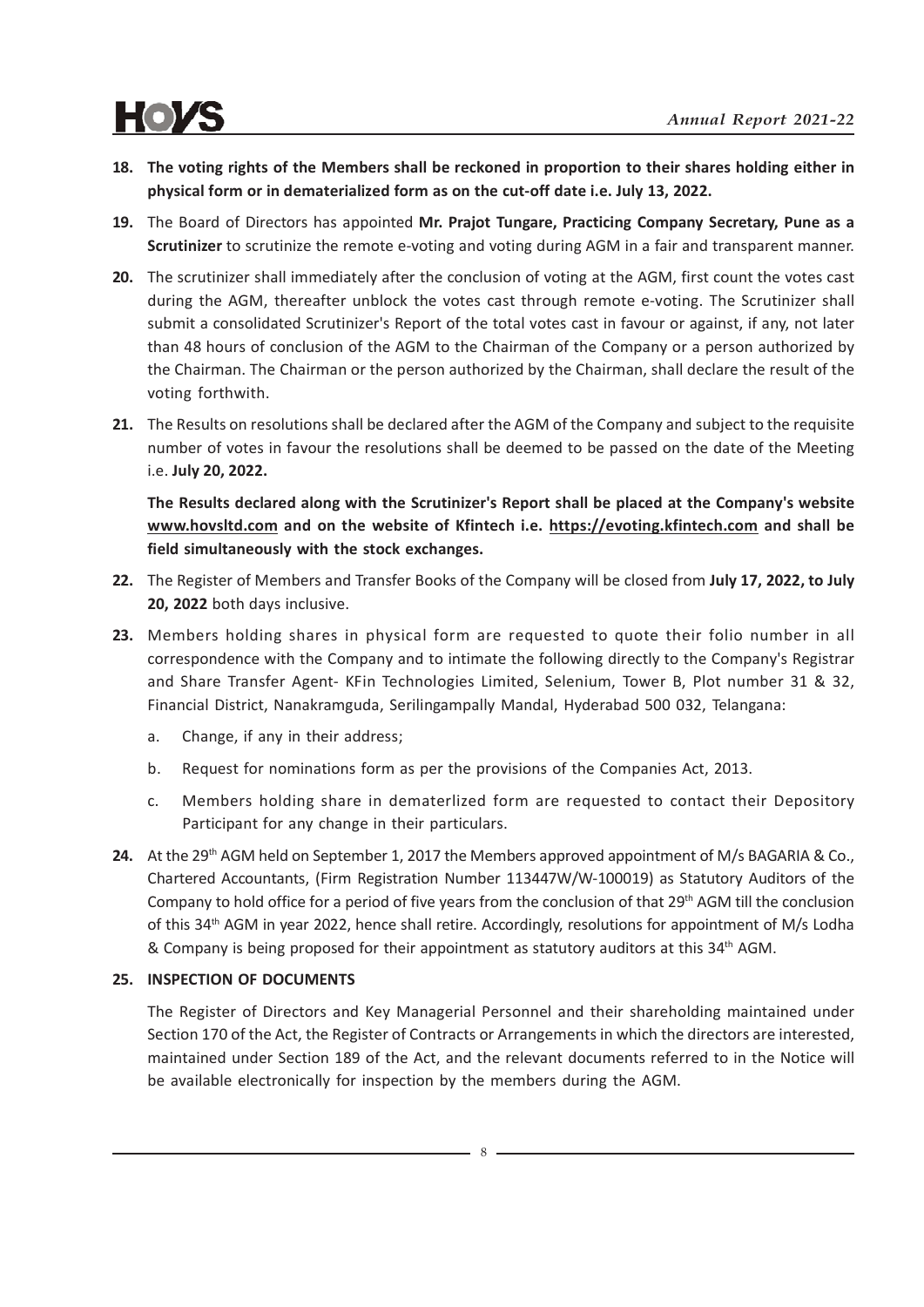18. **The voting rights of the Members shall be reckoned in proportion to their shares holding either in physical form or in dematerialized form as on the cut-off date i.e. July 13, 2022.**

19. The Board of Directors has appointed **Mr. Prajot Tungare, Practicing Company Secretary, Pune as a Scrutinizer** to scrutinize the remote e-voting and voting during AGM in a fair and transparent manner.

20. The scrutinizer shall immediately after the conclusion of voting at the AGM, first count the votes cast during the AGM, thereafter unblock the votes cast through remote e-voting. The Scrutinizer shall submit a consolidated Scrutinizer's Report of the total votes cast in favour or against, if any, not later than 48 hours of conclusion of the AGM to the Chairman of the Company or a person authorized by the Chairman. The Chairman or the person authorized by the Chairman, shall declare the result of the voting forthwith.

21. The Results on resolutions shall be declared after the AGM of the Company and subject to the requisite number of votes in favour the resolutions shall be deemed to be passed on the date of the Meeting i.e. **July 20, 2022.**

    **The Results declared along with the Scrutinizer's Report shall be placed at the Company's website www.hovsltd.com and on the website of Kfintech i.e. https://evoting.kfintech.com and shall be field simultaneously with the stock exchanges.**

22. The Register of Members and Transfer Books of the Company will be closed from **July 17, 2022, to July 20, 2022** both days inclusive.

23. Members holding shares in physical form are requested to quote their folio number in all correspondence with the Company and to intimate the following directly to the Company's Registrar and Share Transfer Agent- KFin Technologies Limited, Selenium, Tower B, Plot number 31 & 32, Financial District, Nanakramguda, Serilingampally Mandal, Hyderabad 500 032, Telangana:

    a. Change, if any in their address;

    b. Request for nominations form as per the provisions of the Companies Act, 2013.

    c. Members holding share in dematerlized form are requested to contact their Depository Participant for any change in their particulars.

24. At the 29th AGM held on September 1, 2017 the Members approved appointment of M/s BAGARIA & Co., Chartered Accountants, (Firm Registration Number 113447W/W-100019) as Statutory Auditors of the Company to hold office for a period of five years from the conclusion of that 29th AGM till the conclusion of this 34th AGM in year 2022, hence shall retire. Accordingly, resolutions for appointment of M/s Lodha & Company is being proposed for their appointment as statutory auditors at this 34th AGM.

25. **INSPECTION OF DOCUMENTS**

    The Register of Directors and Key Managerial Personnel and their shareholding maintained under Section 170 of the Act, the Register of Contracts or Arrangements in which the directors are interested, maintained under Section 189 of the Act, and the relevant documents referred to in the Notice will be available electronically for inspection by the members during the AGM.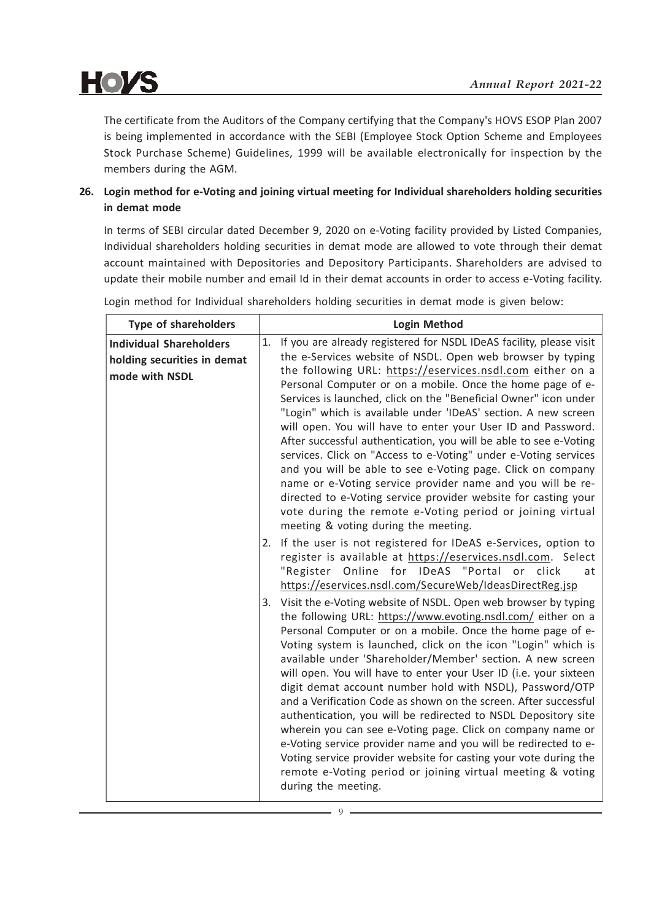The certificate from the Auditors of the Company certifying that the Company's HOVS ESOP Plan 2007 is being implemented in accordance with the SEBI (Employee Stock Option Scheme and Employees Stock Purchase Scheme) Guidelines, 1999 will be available electronically for inspection by the members during the AGM.

**26. Login method for e-Voting and joining virtual meeting for Individual shareholders holding securities in demat mode**

In terms of SEBI circular dated December 9, 2020 on e-Voting facility provided by Listed Companies, Individual shareholders holding securities in demat mode are allowed to vote through their demat account maintained with Depositories and Depository Participants. Shareholders are advised to update their mobile number and email Id in their demat accounts in order to access e-Voting facility.

Login method for Individual shareholders holding securities in demat mode is given below:

| Type of shareholders | Login Method |
|---|---|
| **Individual Shareholders holding securities in demat mode with NSDL** | 1. If you are already registered for NSDL IDeAS facility, please visit the e-Services website of NSDL. Open web browser by typing the following URL: https://eservices.nsdl.com either on a Personal Computer or on a mobile. Once the home page of e-Services is launched, click on the "Beneficial Owner" icon under "Login" which is available under 'IDeAS' section. A new screen will open. You will have to enter your User ID and Password. After successful authentication, you will be able to see e-Voting services. Click on "Access to e-Voting" under e-Voting services and you will be able to see e-Voting page. Click on company name or e-Voting service provider name and you will be re-directed to e-Voting service provider website for casting your vote during the remote e-Voting period or joining virtual meeting & voting during the meeting.<br>2. If the user is not registered for IDeAS e-Services, option to register is available at https://eservices.nsdl.com. Select "Register Online for IDeAS "Portal or click at https://eservices.nsdl.com/SecureWeb/IdeasDirectReg.jsp<br>3. Visit the e-Voting website of NSDL. Open web browser by typing the following URL: https://www.evoting.nsdl.com/ either on a Personal Computer or on a mobile. Once the home page of e-Voting system is launched, click on the icon "Login" which is available under 'Shareholder/Member' section. A new screen will open. You will have to enter your User ID (i.e. your sixteen digit demat account number hold with NSDL), Password/OTP and a Verification Code as shown on the screen. After successful authentication, you will be redirected to NSDL Depository site wherein you can see e-Voting page. Click on company name or e-Voting service provider name and you will be redirected to e-Voting service provider website for casting your vote during the remote e-Voting period or joining virtual meeting & voting during the meeting. |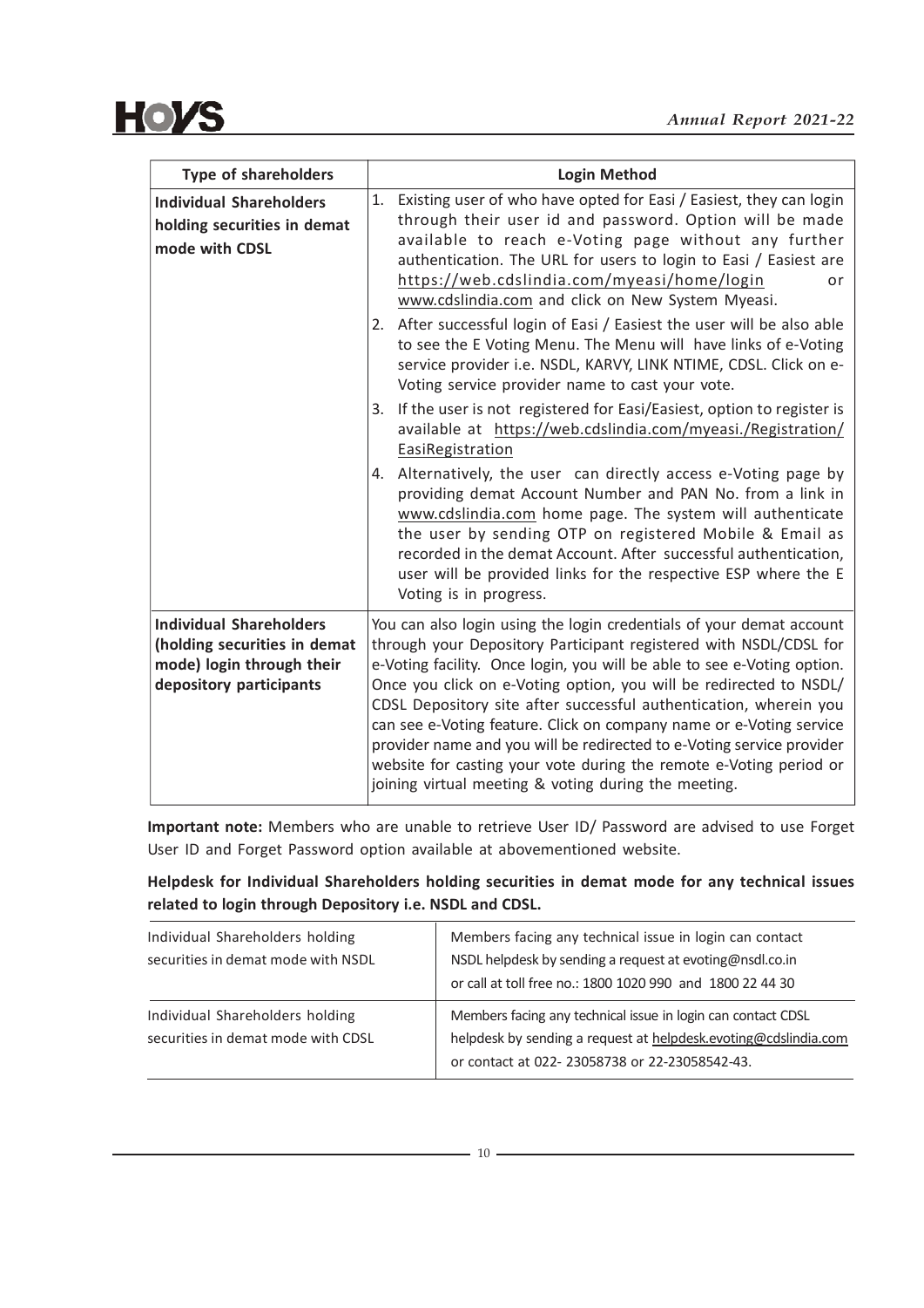| Type of shareholders | Login Method |
|---|---|
| **Individual Shareholders holding securities in demat mode with CDSL** | 1. Existing user of who have opted for Easi / Easiest, they can login through their user id and password. Option will be made available to reach e-Voting page without any further authentication. The URL for users to login to Easi / Easiest are https://web.cdslindia.com/myeasi/home/login or www.cdslindia.com and click on New System Myeasi.<br>2. After successful login of Easi / Easiest the user will be also able to see the E Voting Menu. The Menu will have links of e-Voting service provider i.e. NSDL, KARVY, LINK NTIME, CDSL. Click on e-Voting service provider name to cast your vote.<br>3. If the user is not registered for Easi/Easiest, option to register is available at https://web.cdslindia.com/myeasi./Registration/EasiRegistration<br>4. Alternatively, the user can directly access e-Voting page by providing demat Account Number and PAN No. from a link in www.cdslindia.com home page. The system will authenticate the user by sending OTP on registered Mobile & Email as recorded in the demat Account. After successful authentication, user will be provided links for the respective ESP where the E Voting is in progress. |
| **Individual Shareholders (holding securities in demat mode) login through their depository participants** | You can also login using the login credentials of your demat account through your Depository Participant registered with NSDL/CDSL for e-Voting facility. Once login, you will be able to see e-Voting option. Once you click on e-Voting option, you will be redirected to NSDL/ CDSL Depository site after successful authentication, wherein you can see e-Voting feature. Click on company name or e-Voting service provider name and you will be redirected to e-Voting service provider website for casting your vote during the remote e-Voting period or joining virtual meeting & voting during the meeting. |

**Important note:** Members who are unable to retrieve User ID/ Password are advised to use Forget User ID and Forget Password option available at abovementioned website.

**Helpdesk for Individual Shareholders holding securities in demat mode for any technical issues related to login through Depository i.e. NSDL and CDSL.**

| | |
|---|---|
| Individual Shareholders holding securities in demat mode with NSDL | Members facing any technical issue in login can contact NSDL helpdesk by sending a request at evoting@nsdl.co.in or call at toll free no.: 1800 1020 990 and 1800 22 44 30 |
| Individual Shareholders holding securities in demat mode with CDSL | Members facing any technical issue in login can contact CDSL helpdesk by sending a request at helpdesk.evoting@cdslindia.com or contact at 022- 23058738 or 22-23058542-43. |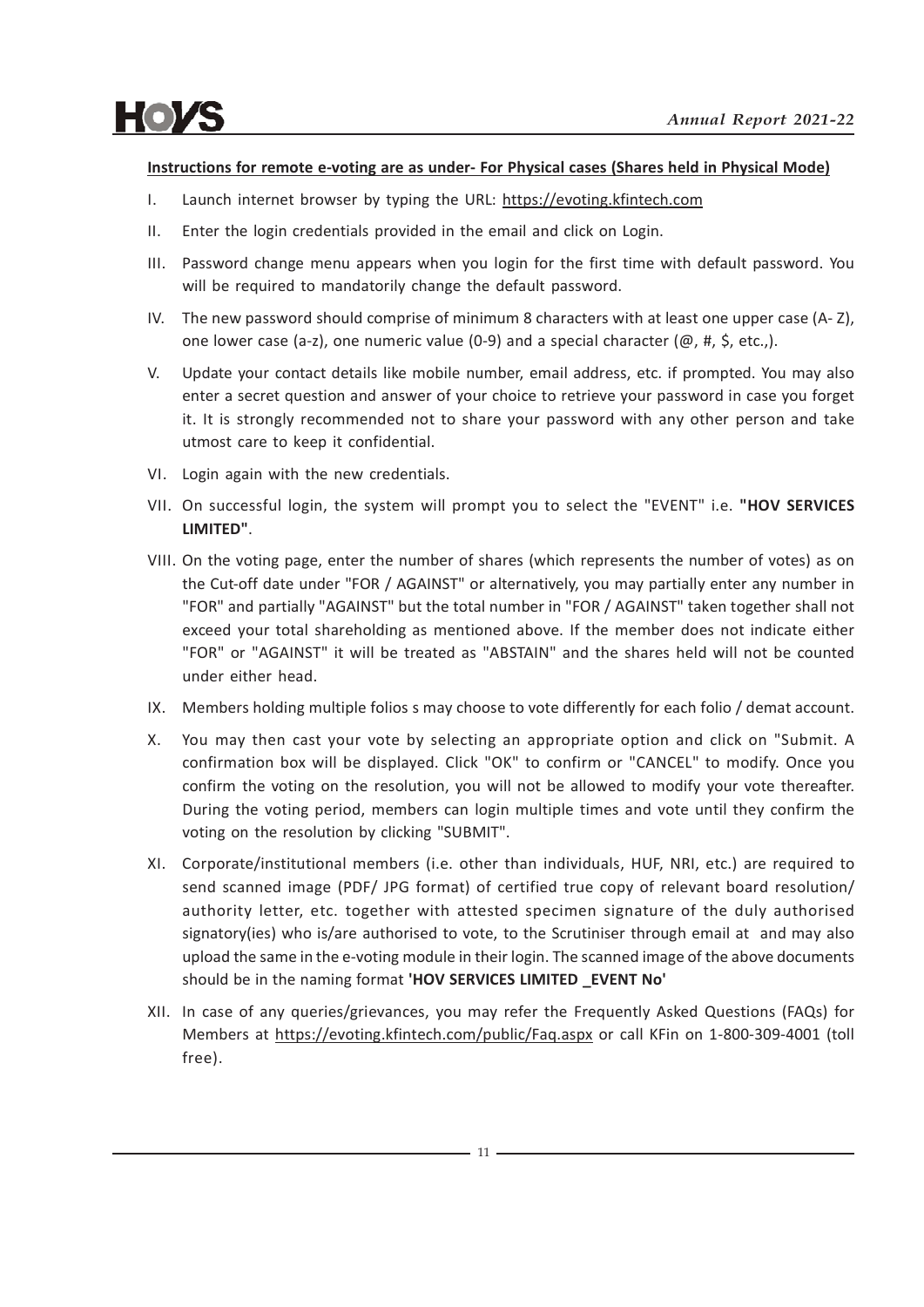**Instructions for remote e-voting are as under- For Physical cases (Shares held in Physical Mode)**

I. Launch internet browser by typing the URL: https://evoting.kfintech.com

II. Enter the login credentials provided in the email and click on Login.

III. Password change menu appears when you login for the first time with default password. You will be required to mandatorily change the default password.

IV. The new password should comprise of minimum 8 characters with at least one upper case (A- Z), one lower case (a-z), one numeric value (0-9) and a special character (@, #, $, etc.,).

V. Update your contact details like mobile number, email address, etc. if prompted. You may also enter a secret question and answer of your choice to retrieve your password in case you forget it. It is strongly recommended not to share your password with any other person and take utmost care to keep it confidential.

VI. Login again with the new credentials.

VII. On successful login, the system will prompt you to select the "EVENT" i.e. **"HOV SERVICES LIMITED"**.

VIII. On the voting page, enter the number of shares (which represents the number of votes) as on the Cut-off date under "FOR / AGAINST" or alternatively, you may partially enter any number in "FOR" and partially "AGAINST" but the total number in "FOR / AGAINST" taken together shall not exceed your total shareholding as mentioned above. If the member does not indicate either "FOR" or "AGAINST" it will be treated as "ABSTAIN" and the shares held will not be counted under either head.

IX. Members holding multiple folios s may choose to vote differently for each folio / demat account.

X. You may then cast your vote by selecting an appropriate option and click on "Submit. A confirmation box will be displayed. Click "OK" to confirm or "CANCEL" to modify. Once you confirm the voting on the resolution, you will not be allowed to modify your vote thereafter. During the voting period, members can login multiple times and vote until they confirm the voting on the resolution by clicking "SUBMIT".

XI. Corporate/institutional members (i.e. other than individuals, HUF, NRI, etc.) are required to send scanned image (PDF/ JPG format) of certified true copy of relevant board resolution/ authority letter, etc. together with attested specimen signature of the duly authorised signatory(ies) who is/are authorised to vote, to the Scrutiniser through email at and may also upload the same in the e-voting module in their login. The scanned image of the above documents should be in the naming format **'HOV SERVICES LIMITED _EVENT No'**

XII. In case of any queries/grievances, you may refer the Frequently Asked Questions (FAQs) for Members at https://evoting.kfintech.com/public/Faq.aspx or call KFin on 1-800-309-4001 (toll free).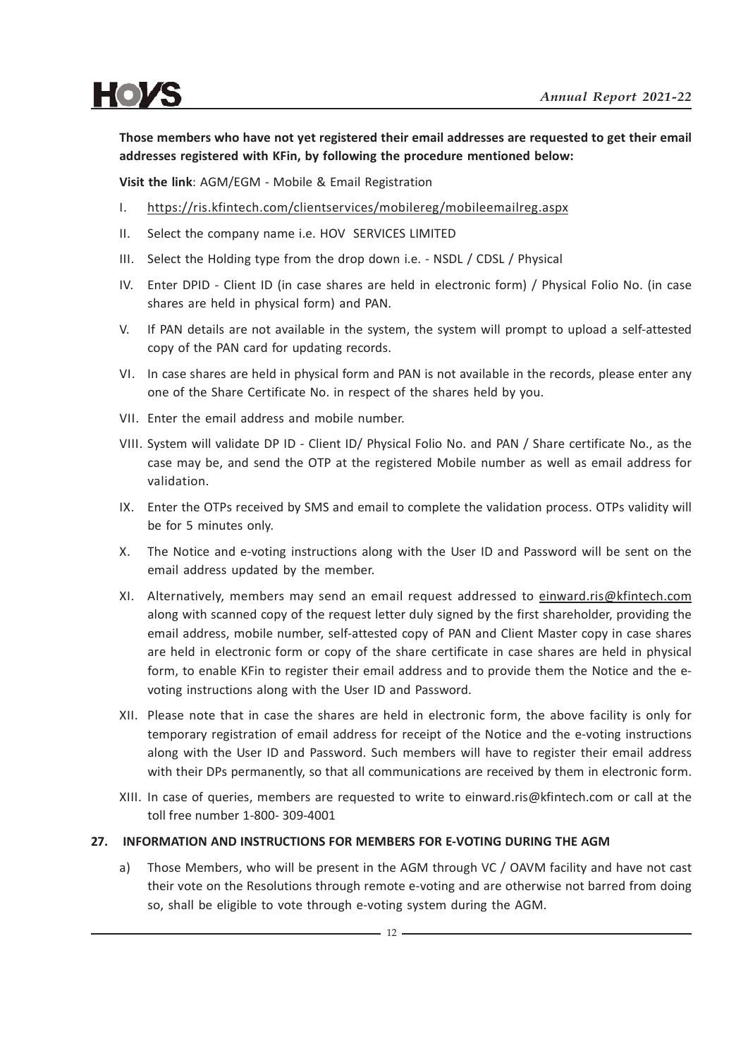**Those members who have not yet registered their email addresses are requested to get their email addresses registered with KFin, by following the procedure mentioned below:**

**Visit the link**: AGM/EGM - Mobile & Email Registration

I. https://ris.kfintech.com/clientservices/mobilereg/mobileemailreg.aspx

II. Select the company name i.e. HOV SERVICES LIMITED

III. Select the Holding type from the drop down i.e. - NSDL / CDSL / Physical

IV. Enter DPID - Client ID (in case shares are held in electronic form) / Physical Folio No. (in case shares are held in physical form) and PAN.

V. If PAN details are not available in the system, the system will prompt to upload a self-attested copy of the PAN card for updating records.

VI. In case shares are held in physical form and PAN is not available in the records, please enter any one of the Share Certificate No. in respect of the shares held by you.

VII. Enter the email address and mobile number.

VIII. System will validate DP ID - Client ID/ Physical Folio No. and PAN / Share certificate No., as the case may be, and send the OTP at the registered Mobile number as well as email address for validation.

IX. Enter the OTPs received by SMS and email to complete the validation process. OTPs validity will be for 5 minutes only.

X. The Notice and e-voting instructions along with the User ID and Password will be sent on the email address updated by the member.

XI. Alternatively, members may send an email request addressed to einward.ris@kfintech.com along with scanned copy of the request letter duly signed by the first shareholder, providing the email address, mobile number, self-attested copy of PAN and Client Master copy in case shares are held in electronic form or copy of the share certificate in case shares are held in physical form, to enable KFin to register their email address and to provide them the Notice and the e-voting instructions along with the User ID and Password.

XII. Please note that in case the shares are held in electronic form, the above facility is only for temporary registration of email address for receipt of the Notice and the e-voting instructions along with the User ID and Password. Such members will have to register their email address with their DPs permanently, so that all communications are received by them in electronic form.

XIII. In case of queries, members are requested to write to einward.ris@kfintech.com or call at the toll free number 1-800- 309-4001

**27. INFORMATION AND INSTRUCTIONS FOR MEMBERS FOR E-VOTING DURING THE AGM**

a) Those Members, who will be present in the AGM through VC / OAVM facility and have not cast their vote on the Resolutions through remote e-voting and are otherwise not barred from doing so, shall be eligible to vote through e-voting system during the AGM.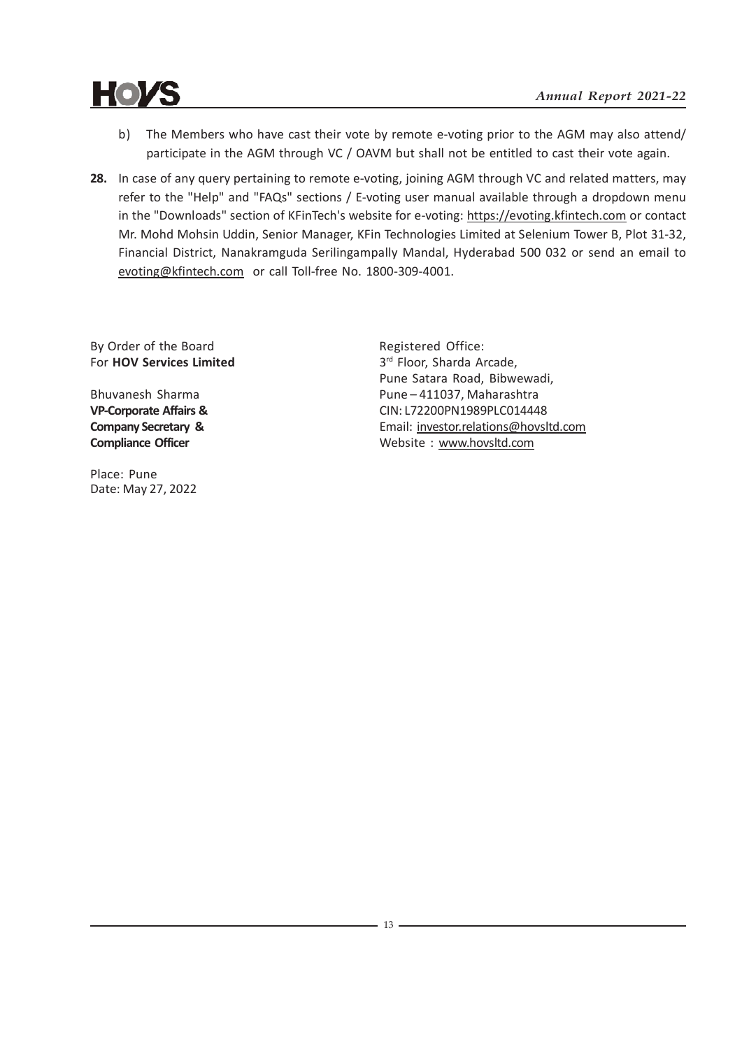b) The Members who have cast their vote by remote e-voting prior to the AGM may also attend/ participate in the AGM through VC / OAVM but shall not be entitled to cast their vote again.

**28.** In case of any query pertaining to remote e-voting, joining AGM through VC and related matters, may refer to the "Help" and "FAQs" sections / E-voting user manual available through a dropdown menu in the "Downloads" section of KFinTech's website for e-voting: https://evoting.kfintech.com or contact Mr. Mohd Mohsin Uddin, Senior Manager, KFin Technologies Limited at Selenium Tower B, Plot 31-32, Financial District, Nanakramguda Serilingampally Mandal, Hyderabad 500 032 or send an email to evoting@kfintech.com or call Toll-free No. 1800-309-4001.

By Order of the Board
For **HOV Services Limited**

Bhuvanesh Sharma
**VP-Corporate Affairs &**
**Company Secretary &**
**Compliance Officer**

Place: Pune
Date: May 27, 2022

Registered Office:
3rd Floor, Sharda Arcade,
Pune Satara Road, Bibwewadi,
Pune – 411037, Maharashtra
CIN: L72200PN1989PLC014448
Email: investor.relations@hovsltd.com
Website : www.hovsltd.com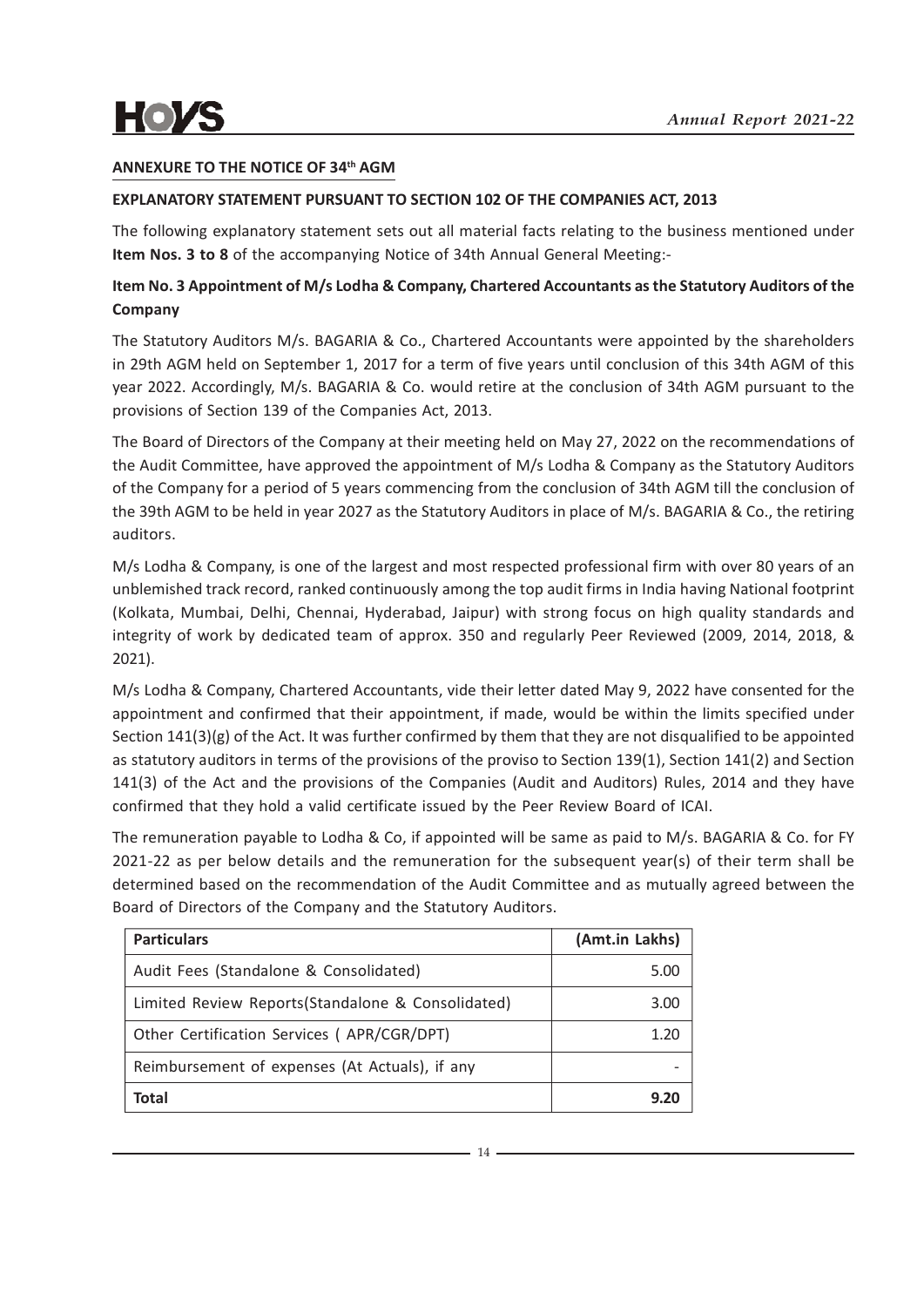## ANNEXURE TO THE NOTICE OF 34th AGM

### EXPLANATORY STATEMENT PURSUANT TO SECTION 102 OF THE COMPANIES ACT, 2013

The following explanatory statement sets out all material facts relating to the business mentioned under **Item Nos. 3 to 8** of the accompanying Notice of 34th Annual General Meeting:-

### Item No. 3 Appointment of M/s Lodha & Company, Chartered Accountants as the Statutory Auditors of the Company

The Statutory Auditors M/s. BAGARIA & Co., Chartered Accountants were appointed by the shareholders in 29th AGM held on September 1, 2017 for a term of five years until conclusion of this 34th AGM of this year 2022. Accordingly, M/s. BAGARIA & Co. would retire at the conclusion of 34th AGM pursuant to the provisions of Section 139 of the Companies Act, 2013.

The Board of Directors of the Company at their meeting held on May 27, 2022 on the recommendations of the Audit Committee, have approved the appointment of M/s Lodha & Company as the Statutory Auditors of the Company for a period of 5 years commencing from the conclusion of 34th AGM till the conclusion of the 39th AGM to be held in year 2027 as the Statutory Auditors in place of M/s. BAGARIA & Co., the retiring auditors.

M/s Lodha & Company, is one of the largest and most respected professional firm with over 80 years of an unblemished track record, ranked continuously among the top audit firms in India having National footprint (Kolkata, Mumbai, Delhi, Chennai, Hyderabad, Jaipur) with strong focus on high quality standards and integrity of work by dedicated team of approx. 350 and regularly Peer Reviewed (2009, 2014, 2018, & 2021).

M/s Lodha & Company, Chartered Accountants, vide their letter dated May 9, 2022 have consented for the appointment and confirmed that their appointment, if made, would be within the limits specified under Section 141(3)(g) of the Act. It was further confirmed by them that they are not disqualified to be appointed as statutory auditors in terms of the provisions of the proviso to Section 139(1), Section 141(2) and Section 141(3) of the Act and the provisions of the Companies (Audit and Auditors) Rules, 2014 and they have confirmed that they hold a valid certificate issued by the Peer Review Board of ICAI.

The remuneration payable to Lodha & Co, if appointed will be same as paid to M/s. BAGARIA & Co. for FY 2021-22 as per below details and the remuneration for the subsequent year(s) of their term shall be determined based on the recommendation of the Audit Committee and as mutually agreed between the Board of Directors of the Company and the Statutory Auditors.

| Particulars | (Amt.in Lakhs) |
|---|---|
| Audit Fees (Standalone & Consolidated) | 5.00 |
| Limited Review Reports(Standalone & Consolidated) | 3.00 |
| Other Certification Services ( APR/CGR/DPT) | 1.20 |
| Reimbursement of expenses (At Actuals), if any | - |
| **Total** | **9.20** |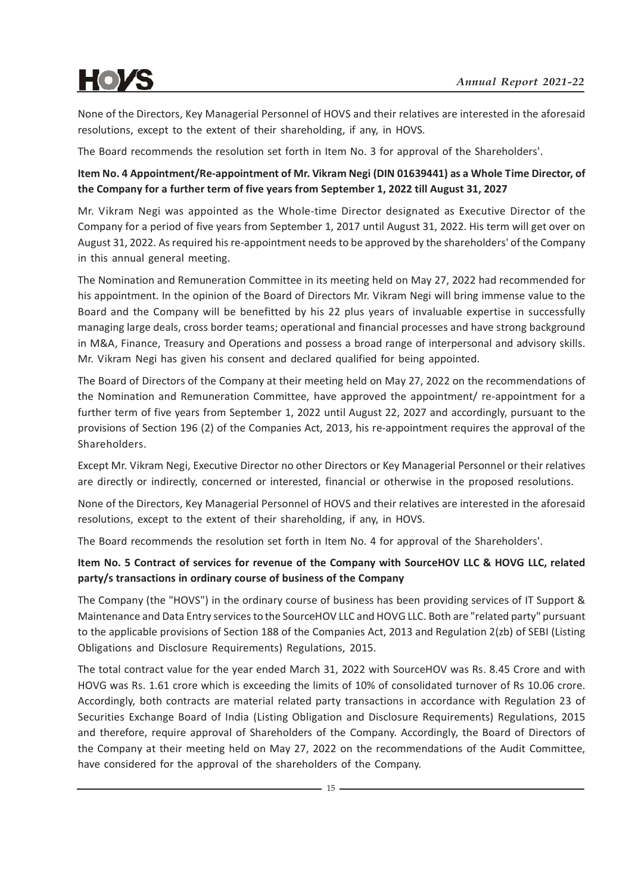None of the Directors, Key Managerial Personnel of HOVS and their relatives are interested in the aforesaid resolutions, except to the extent of their shareholding, if any, in HOVS.

The Board recommends the resolution set forth in Item No. 3 for approval of the Shareholders'.

**Item No. 4 Appointment/Re-appointment of Mr. Vikram Negi (DIN 01639441) as a Whole Time Director, of the Company for a further term of five years from September 1, 2022 till August 31, 2027**

Mr. Vikram Negi was appointed as the Whole-time Director designated as Executive Director of the Company for a period of five years from September 1, 2017 until August 31, 2022. His term will get over on August 31, 2022. As required his re-appointment needs to be approved by the shareholders' of the Company in this annual general meeting.

The Nomination and Remuneration Committee in its meeting held on May 27, 2022 had recommended for his appointment. In the opinion of the Board of Directors Mr. Vikram Negi will bring immense value to the Board and the Company will be benefitted by his 22 plus years of invaluable expertise in successfully managing large deals, cross border teams; operational and financial processes and have strong background in M&A, Finance, Treasury and Operations and possess a broad range of interpersonal and advisory skills. Mr. Vikram Negi has given his consent and declared qualified for being appointed.

The Board of Directors of the Company at their meeting held on May 27, 2022 on the recommendations of the Nomination and Remuneration Committee, have approved the appointment/ re-appointment for a further term of five years from September 1, 2022 until August 22, 2027 and accordingly, pursuant to the provisions of Section 196 (2) of the Companies Act, 2013, his re-appointment requires the approval of the Shareholders.

Except Mr. Vikram Negi, Executive Director no other Directors or Key Managerial Personnel or their relatives are directly or indirectly, concerned or interested, financial or otherwise in the proposed resolutions.

None of the Directors, Key Managerial Personnel of HOVS and their relatives are interested in the aforesaid resolutions, except to the extent of their shareholding, if any, in HOVS.

The Board recommends the resolution set forth in Item No. 4 for approval of the Shareholders'.

**Item No. 5 Contract of services for revenue of the Company with SourceHOV LLC & HOVG LLC, related party/s transactions in ordinary course of business of the Company**

The Company (the "HOVS") in the ordinary course of business has been providing services of IT Support & Maintenance and Data Entry services to the SourceHOV LLC and HOVG LLC. Both are "related party" pursuant to the applicable provisions of Section 188 of the Companies Act, 2013 and Regulation 2(zb) of SEBI (Listing Obligations and Disclosure Requirements) Regulations, 2015.

The total contract value for the year ended March 31, 2022 with SourceHOV was Rs. 8.45 Crore and with HOVG was Rs. 1.61 crore which is exceeding the limits of 10% of consolidated turnover of Rs 10.06 crore. Accordingly, both contracts are material related party transactions in accordance with Regulation 23 of Securities Exchange Board of India (Listing Obligation and Disclosure Requirements) Regulations, 2015 and therefore, require approval of Shareholders of the Company. Accordingly, the Board of Directors of the Company at their meeting held on May 27, 2022 on the recommendations of the Audit Committee, have considered for the approval of the shareholders of the Company.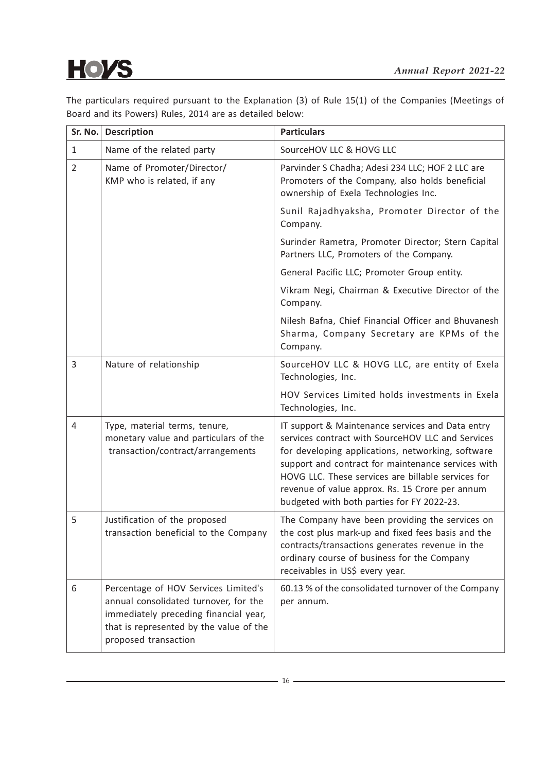The particulars required pursuant to the Explanation (3) of Rule 15(1) of the Companies (Meetings of Board and its Powers) Rules, 2014 are as detailed below:

| Sr. No. | Description | Particulars |
|---|---|---|
| 1 | Name of the related party | SourceHOV LLC & HOVG LLC |
| 2 | Name of Promoter/Director/ KMP who is related, if any | Parvinder S Chadha; Adesi 234 LLC; HOF 2 LLC are Promoters of the Company, also holds beneficial ownership of Exela Technologies Inc.<br><br>Sunil Rajadhyaksha, Promoter Director of the Company.<br><br>Surinder Rametra, Promoter Director; Stern Capital Partners LLC, Promoters of the Company.<br><br>General Pacific LLC; Promoter Group entity.<br><br>Vikram Negi, Chairman & Executive Director of the Company.<br><br>Nilesh Bafna, Chief Financial Officer and Bhuvanesh Sharma, Company Secretary are KPMs of the Company. |
| 3 | Nature of relationship | SourceHOV LLC & HOVG LLC, are entity of Exela Technologies, Inc.<br><br>HOV Services Limited holds investments in Exela Technologies, Inc. |
| 4 | Type, material terms, tenure, monetary value and particulars of the transaction/contract/arrangements | IT support & Maintenance services and Data entry services contract with SourceHOV LLC and Services for developing applications, networking, software support and contract for maintenance services with HOVG LLC. These services are billable services for revenue of value approx. Rs. 15 Crore per annum budgeted with both parties for FY 2022-23. |
| 5 | Justification of the proposed transaction beneficial to the Company | The Company have been providing the services on the cost plus mark-up and fixed fees basis and the contracts/transactions generates revenue in the ordinary course of business for the Company receivables in US$ every year. |
| 6 | Percentage of HOV Services Limited's annual consolidated turnover, for the immediately preceding financial year, that is represented by the value of the proposed transaction | 60.13 % of the consolidated turnover of the Company per annum. |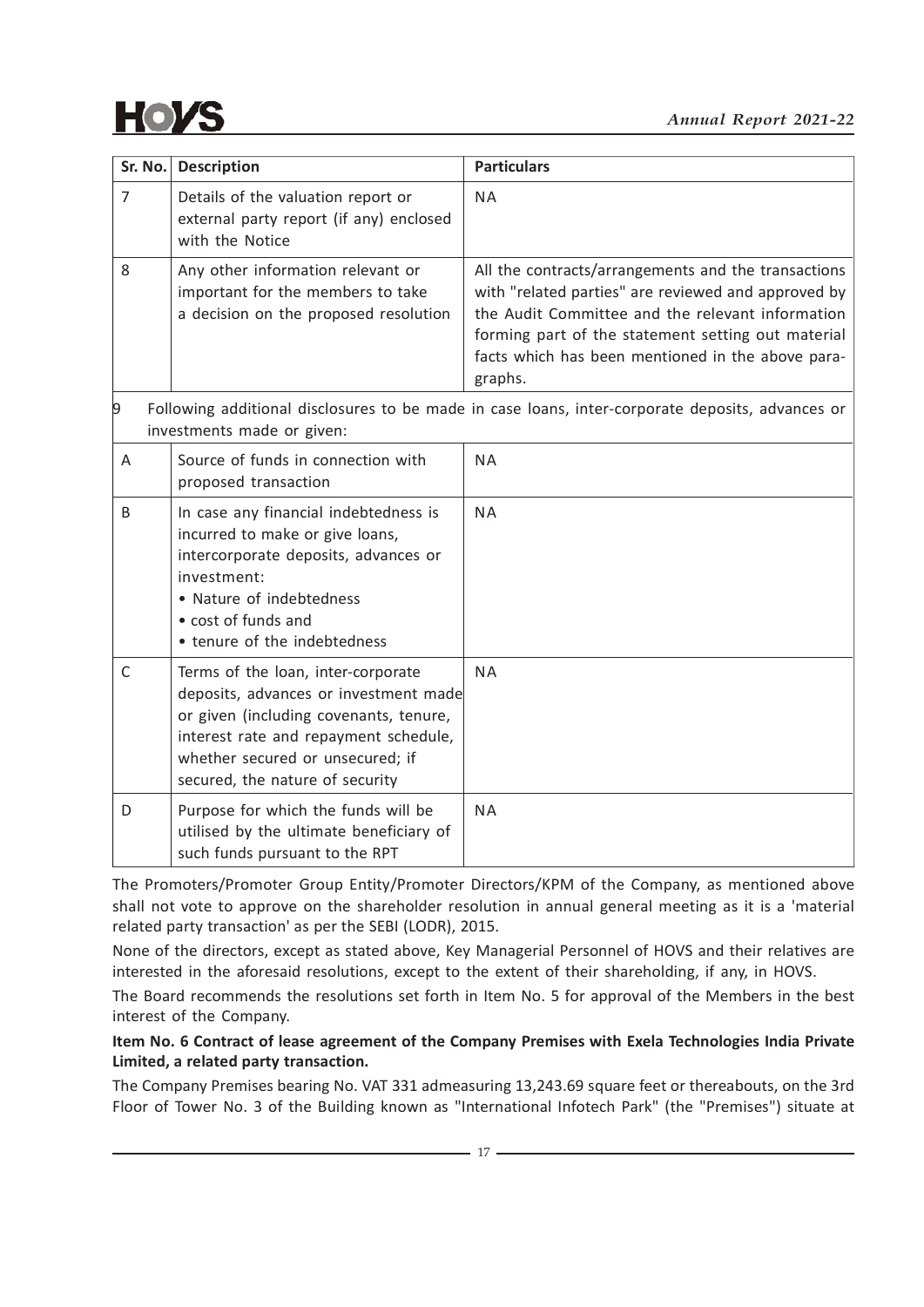| Sr. No. | Description | Particulars |
|---|---|---|
| 7 | Details of the valuation report or external party report (if any) enclosed with the Notice | NA |
| 8 | Any other information relevant or important for the members to take a decision on the proposed resolution | All the contracts/arrangements and the transactions with "related parties" are reviewed and approved by the Audit Committee and the relevant information forming part of the statement setting out material facts which has been mentioned in the above paragraphs. |
| 9 | Following additional disclosures to be made in case loans, inter-corporate deposits, advances or investments made or given: | |
| A | Source of funds in connection with proposed transaction | NA |
| B | In case any financial indebtedness is incurred to make or give loans, intercorporate deposits, advances or investment:<br>• Nature of indebtedness<br>• cost of funds and<br>• tenure of the indebtedness | NA |
| C | Terms of the loan, inter-corporate deposits, advances or investment made or given (including covenants, tenure, interest rate and repayment schedule, whether secured or unsecured; if secured, the nature of security | NA |
| D | Purpose for which the funds will be utilised by the ultimate beneficiary of such funds pursuant to the RPT | NA |

The Promoters/Promoter Group Entity/Promoter Directors/KPM of the Company, as mentioned above shall not vote to approve on the shareholder resolution in annual general meeting as it is a 'material related party transaction' as per the SEBI (LODR), 2015.

None of the directors, except as stated above, Key Managerial Personnel of HOVS and their relatives are interested in the aforesaid resolutions, except to the extent of their shareholding, if any, in HOVS.

The Board recommends the resolutions set forth in Item No. 5 for approval of the Members in the best interest of the Company.

**Item No. 6 Contract of lease agreement of the Company Premises with Exela Technologies India Private Limited, a related party transaction.**

The Company Premises bearing No. VAT 331 admeasuring 13,243.69 square feet or thereabouts, on the 3rd Floor of Tower No. 3 of the Building known as "International Infotech Park" (the "Premises") situate at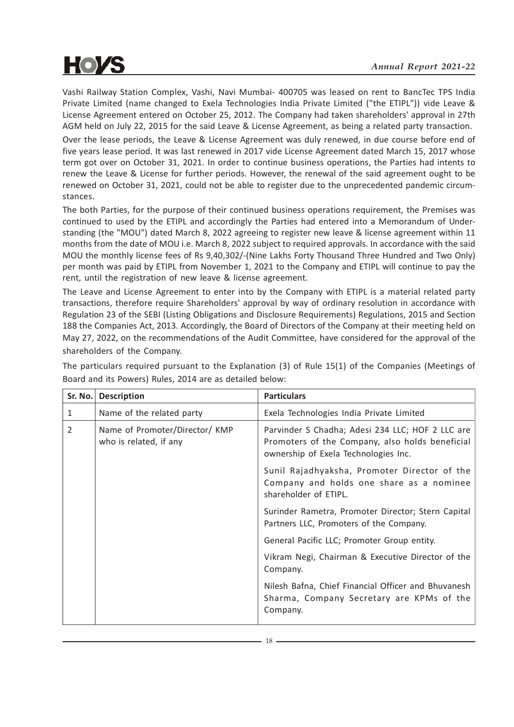Vashi Railway Station Complex, Vashi, Navi Mumbai- 400705 was leased on rent to BancTec TPS India Private Limited (name changed to Exela Technologies India Private Limited ("the ETIPL")) vide Leave & License Agreement entered on October 25, 2012. The Company had taken shareholders' approval in 27th AGM held on July 22, 2015 for the said Leave & License Agreement, as being a related party transaction.

Over the lease periods, the Leave & License Agreement was duly renewed, in due course before end of five years lease period. It was last renewed in 2017 vide License Agreement dated March 15, 2017 whose term got over on October 31, 2021. In order to continue business operations, the Parties had intents to renew the Leave & License for further periods. However, the renewal of the said agreement ought to be renewed on October 31, 2021, could not be able to register due to the unprecedented pandemic circumstances.

The both Parties, for the purpose of their continued business operations requirement, the Premises was continued to used by the ETIPL and accordingly the Parties had entered into a Memorandum of Understanding (the "MOU") dated March 8, 2022 agreeing to register new leave & license agreement within 11 months from the date of MOU i.e. March 8, 2022 subject to required approvals. In accordance with the said MOU the monthly license fees of Rs 9,40,302/-(Nine Lakhs Forty Thousand Three Hundred and Two Only) per month was paid by ETIPL from November 1, 2021 to the Company and ETIPL will continue to pay the rent, until the registration of new leave & license agreement.

The Leave and License Agreement to enter into by the Company with ETIPL is a material related party transactions, therefore require Shareholders' approval by way of ordinary resolution in accordance with Regulation 23 of the SEBI (Listing Obligations and Disclosure Requirements) Regulations, 2015 and Section 188 the Companies Act, 2013. Accordingly, the Board of Directors of the Company at their meeting held on May 27, 2022, on the recommendations of the Audit Committee, have considered for the approval of the shareholders of the Company.

The particulars required pursuant to the Explanation (3) of Rule 15(1) of the Companies (Meetings of Board and its Powers) Rules, 2014 are as detailed below:

| Sr. No. | Description | Particulars |
|---|---|---|
| 1 | Name of the related party | Exela Technologies India Private Limited |
| 2 | Name of Promoter/Director/ KMP who is related, if any | Parvinder S Chadha; Adesi 234 LLC; HOF 2 LLC are Promoters of the Company, also holds beneficial ownership of Exela Technologies Inc. |
| | | Sunil Rajadhyaksha, Promoter Director of the Company and holds one share as a nominee shareholder of ETIPL. |
| | | Surinder Rametra, Promoter Director; Stern Capital Partners LLC, Promoters of the Company. |
| | | General Pacific LLC; Promoter Group entity. |
| | | Vikram Negi, Chairman & Executive Director of the Company. |
| | | Nilesh Bafna, Chief Financial Officer and Bhuvanesh Sharma, Company Secretary are KPMs of the Company. |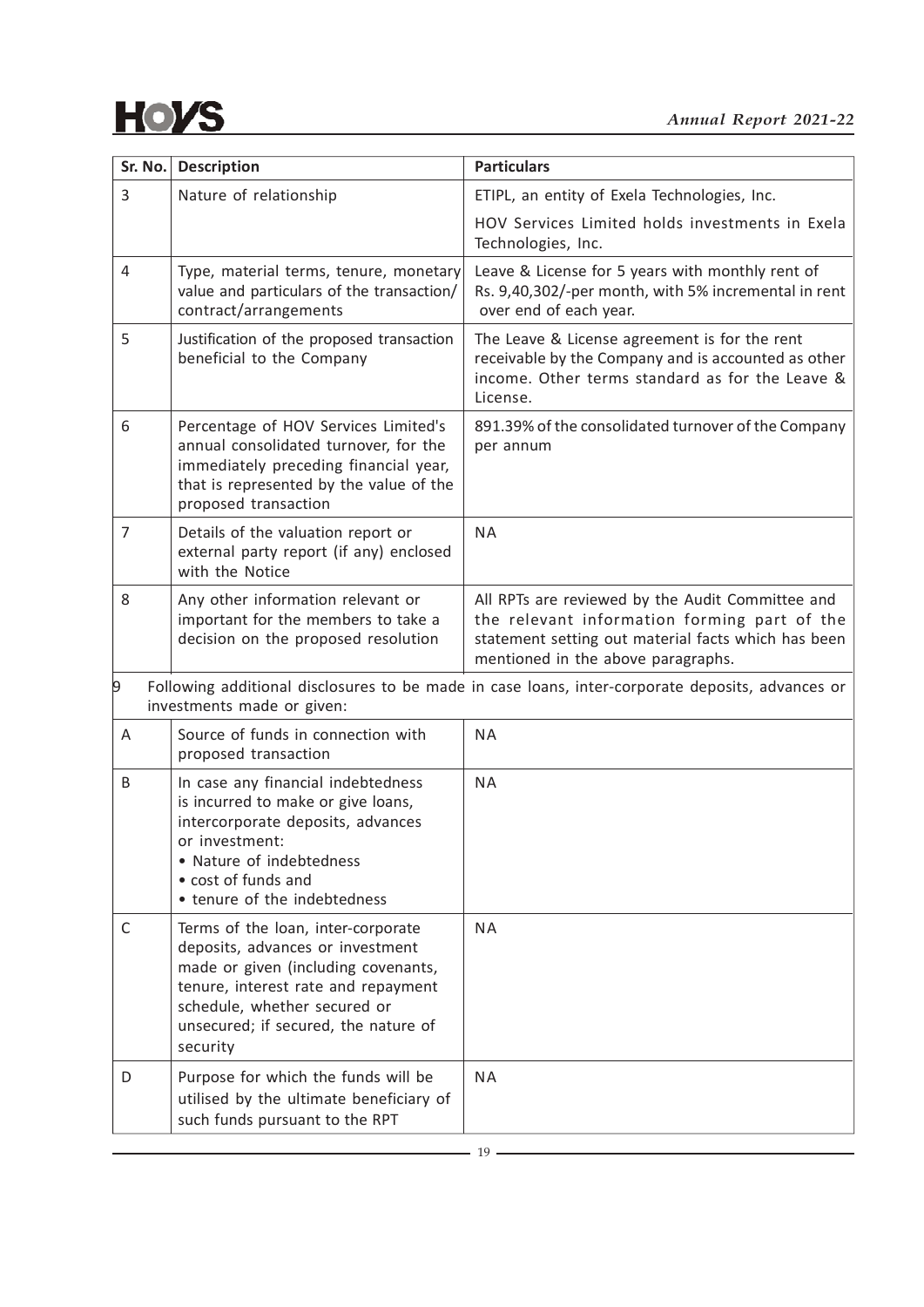| Sr. No. | Description | Particulars |
|---|---|---|
| 3 | Nature of relationship | ETIPL, an entity of Exela Technologies, Inc.<br>HOV Services Limited holds investments in Exela Technologies, Inc. |
| 4 | Type, material terms, tenure, monetary value and particulars of the transaction/ contract/arrangements | Leave & License for 5 years with monthly rent of Rs. 9,40,302/-per month, with 5% incremental in rent over end of each year. |
| 5 | Justification of the proposed transaction beneficial to the Company | The Leave & License agreement is for the rent receivable by the Company and is accounted as other income. Other terms standard as for the Leave & License. |
| 6 | Percentage of HOV Services Limited's annual consolidated turnover, for the immediately preceding financial year, that is represented by the value of the proposed transaction | 891.39% of the consolidated turnover of the Company per annum |
| 7 | Details of the valuation report or external party report (if any) enclosed with the Notice | NA |
| 8 | Any other information relevant or important for the members to take a decision on the proposed resolution | All RPTs are reviewed by the Audit Committee and the relevant information forming part of the statement setting out material facts which has been mentioned in the above paragraphs. |
| 9 | Following additional disclosures to be made in case loans, inter-corporate deposits, advances or investments made or given: | |
| A | Source of funds in connection with proposed transaction | NA |
| B | In case any financial indebtedness is incurred to make or give loans, intercorporate deposits, advances or investment:<br>• Nature of indebtedness<br>• cost of funds and<br>• tenure of the indebtedness | NA |
| C | Terms of the loan, inter-corporate deposits, advances or investment made or given (including covenants, tenure, interest rate and repayment schedule, whether secured or unsecured; if secured, the nature of security | NA |
| D | Purpose for which the funds will be utilised by the ultimate beneficiary of such funds pursuant to the RPT | NA |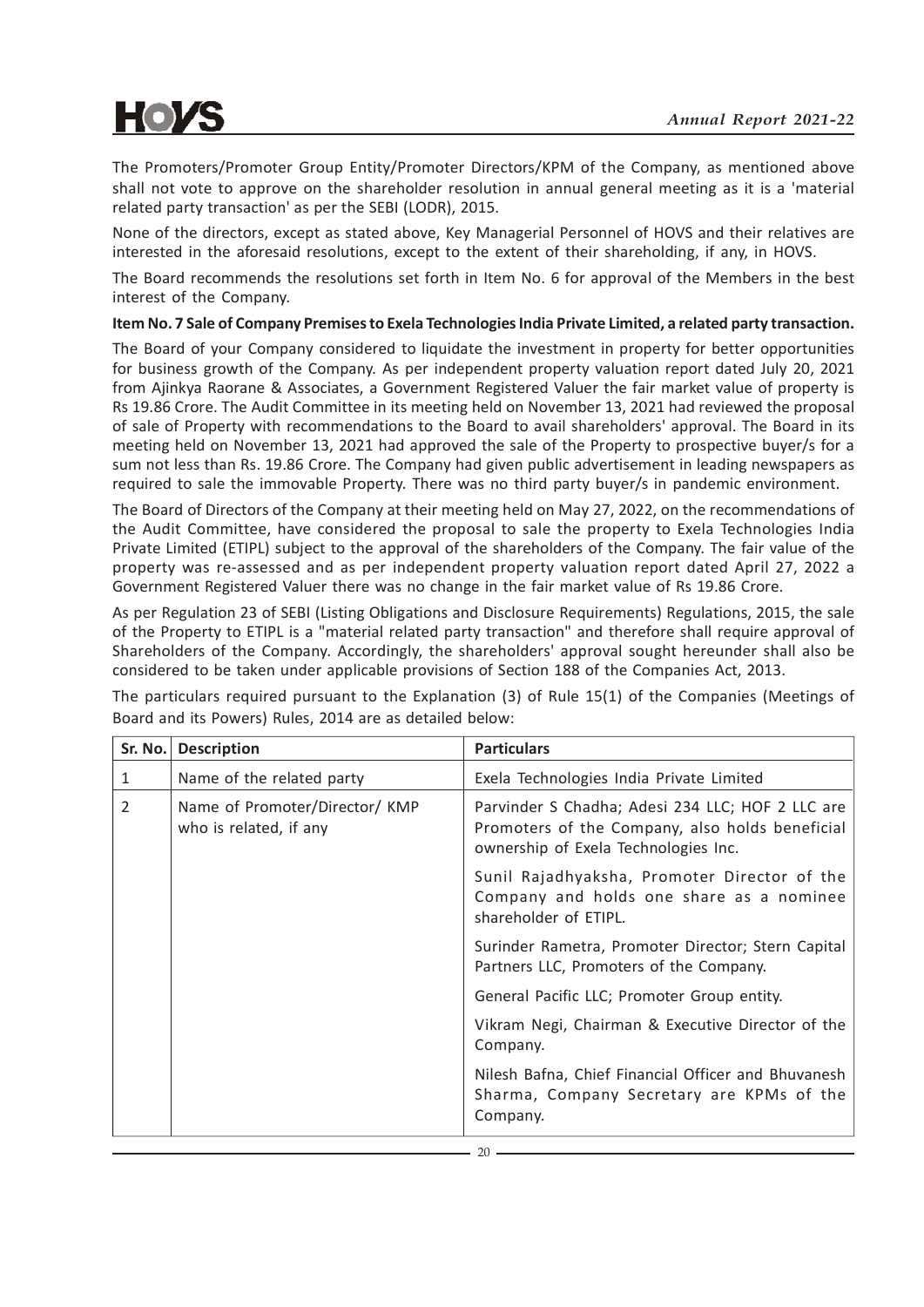The Promoters/Promoter Group Entity/Promoter Directors/KPM of the Company, as mentioned above shall not vote to approve on the shareholder resolution in annual general meeting as it is a 'material related party transaction' as per the SEBI (LODR), 2015.

None of the directors, except as stated above, Key Managerial Personnel of HOVS and their relatives are interested in the aforesaid resolutions, except to the extent of their shareholding, if any, in HOVS.

The Board recommends the resolutions set forth in Item No. 6 for approval of the Members in the best interest of the Company.

**Item No. 7 Sale of Company Premises to Exela Technologies India Private Limited, a related party transaction.**

The Board of your Company considered to liquidate the investment in property for better opportunities for business growth of the Company. As per independent property valuation report dated July 20, 2021 from Ajinkya Raorane & Associates, a Government Registered Valuer the fair market value of property is Rs 19.86 Crore. The Audit Committee in its meeting held on November 13, 2021 had reviewed the proposal of sale of Property with recommendations to the Board to avail shareholders' approval. The Board in its meeting held on November 13, 2021 had approved the sale of the Property to prospective buyer/s for a sum not less than Rs. 19.86 Crore. The Company had given public advertisement in leading newspapers as required to sale the immovable Property. There was no third party buyer/s in pandemic environment.

The Board of Directors of the Company at their meeting held on May 27, 2022, on the recommendations of the Audit Committee, have considered the proposal to sale the property to Exela Technologies India Private Limited (ETIPL) subject to the approval of the shareholders of the Company. The fair value of the property was re-assessed and as per independent property valuation report dated April 27, 2022 a Government Registered Valuer there was no change in the fair market value of Rs 19.86 Crore.

As per Regulation 23 of SEBI (Listing Obligations and Disclosure Requirements) Regulations, 2015, the sale of the Property to ETIPL is a "material related party transaction" and therefore shall require approval of Shareholders of the Company. Accordingly, the shareholders' approval sought hereunder shall also be considered to be taken under applicable provisions of Section 188 of the Companies Act, 2013.

The particulars required pursuant to the Explanation (3) of Rule 15(1) of the Companies (Meetings of Board and its Powers) Rules, 2014 are as detailed below:

| Sr. No. | Description | Particulars |
|---|---|---|
| 1 | Name of the related party | Exela Technologies India Private Limited |
| 2 | Name of Promoter/Director/ KMP who is related, if any | Parvinder S Chadha; Adesi 234 LLC; HOF 2 LLC are Promoters of the Company, also holds beneficial ownership of Exela Technologies Inc. |
| | | Sunil Rajadhyaksha, Promoter Director of the Company and holds one share as a nominee shareholder of ETIPL. |
| | | Surinder Rametra, Promoter Director; Stern Capital Partners LLC, Promoters of the Company. |
| | | General Pacific LLC; Promoter Group entity. |
| | | Vikram Negi, Chairman & Executive Director of the Company. |
| | | Nilesh Bafna, Chief Financial Officer and Bhuvanesh Sharma, Company Secretary are KPMs of the Company. |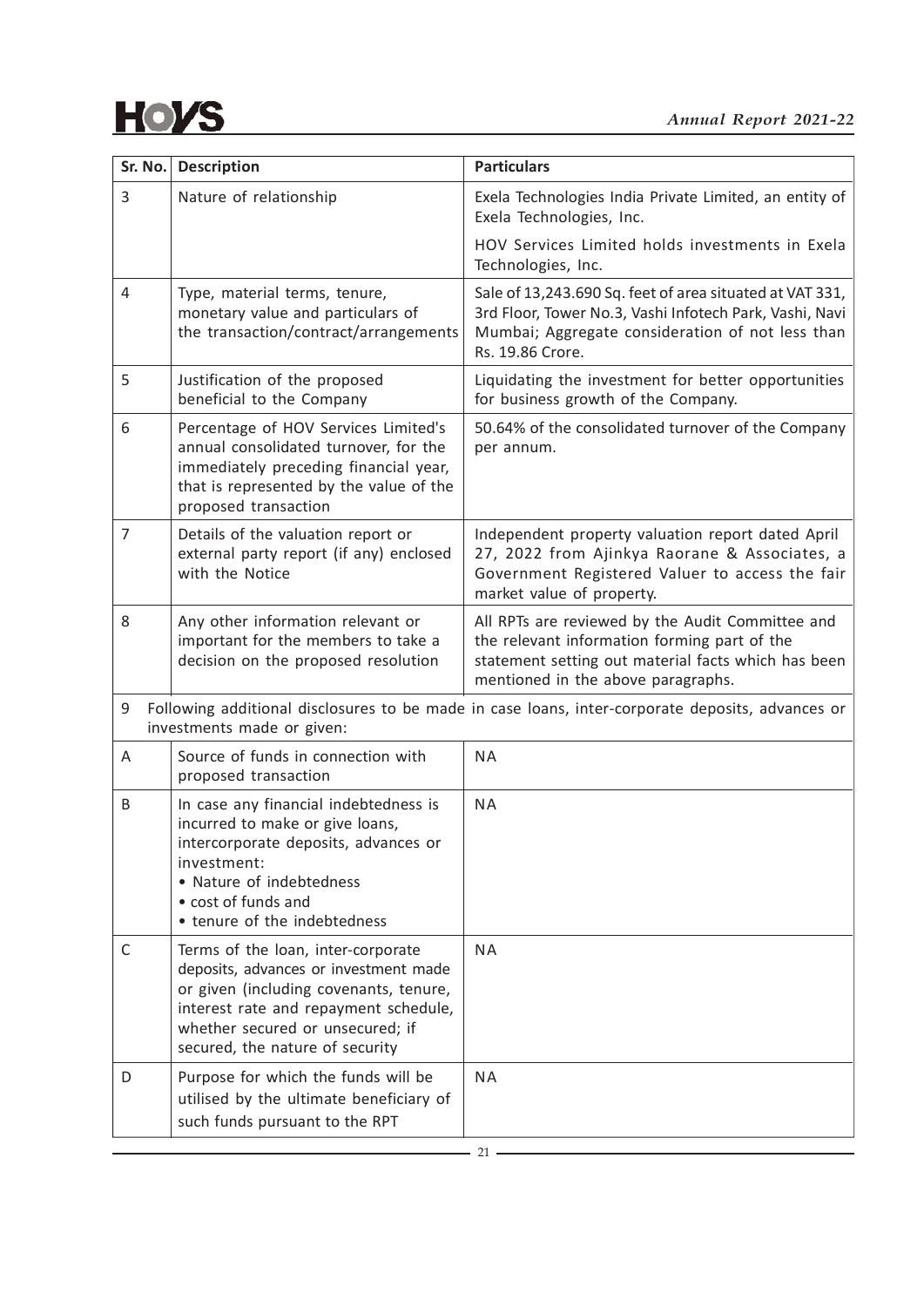| Sr. No. | Description | Particulars |
|---|---|---|
| 3 | Nature of relationship | Exela Technologies India Private Limited, an entity of Exela Technologies, Inc.<br><br>HOV Services Limited holds investments in Exela Technologies, Inc. |
| 4 | Type, material terms, tenure, monetary value and particulars of the transaction/contract/arrangements | Sale of 13,243.690 Sq. feet of area situated at VAT 331, 3rd Floor, Tower No.3, Vashi Infotech Park, Vashi, Navi Mumbai; Aggregate consideration of not less than Rs. 19.86 Crore. |
| 5 | Justification of the proposed beneficial to the Company | Liquidating the investment for better opportunities for business growth of the Company. |
| 6 | Percentage of HOV Services Limited's annual consolidated turnover, for the immediately preceding financial year, that is represented by the value of the proposed transaction | 50.64% of the consolidated turnover of the Company per annum. |
| 7 | Details of the valuation report or external party report (if any) enclosed with the Notice | Independent property valuation report dated April 27, 2022 from Ajinkya Raorane & Associates, a Government Registered Valuer to access the fair market value of property. |
| 8 | Any other information relevant or important for the members to take a decision on the proposed resolution | All RPTs are reviewed by the Audit Committee and the relevant information forming part of the statement setting out material facts which has been mentioned in the above paragraphs. |
| 9 | Following additional disclosures to be made in case loans, inter-corporate deposits, advances or investments made or given: | |
| A | Source of funds in connection with proposed transaction | NA |
| B | In case any financial indebtedness is incurred to make or give loans, intercorporate deposits, advances or investment:<br>• Nature of indebtedness<br>• cost of funds and<br>• tenure of the indebtedness | NA |
| C | Terms of the loan, inter-corporate deposits, advances or investment made or given (including covenants, tenure, interest rate and repayment schedule, whether secured or unsecured; if secured, the nature of security | NA |
| D | Purpose for which the funds will be utilised by the ultimate beneficiary of such funds pursuant to the RPT | NA |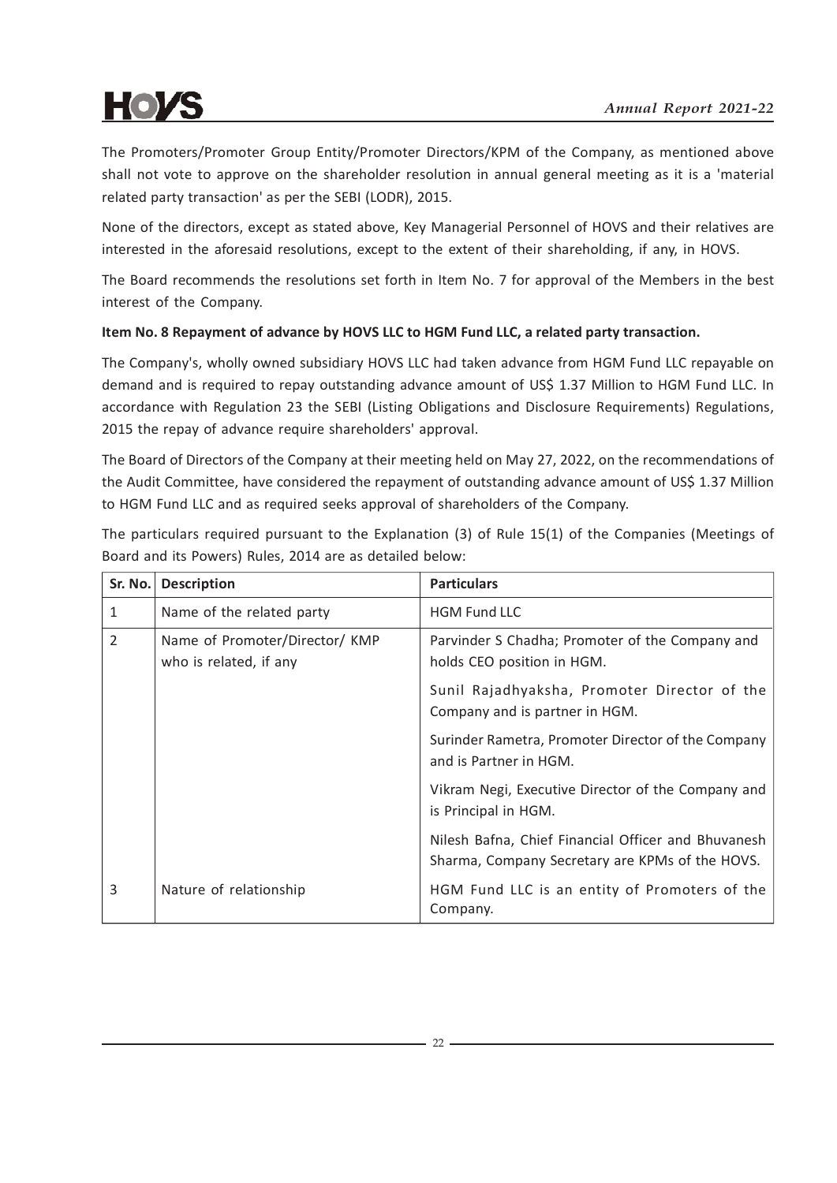The Promoters/Promoter Group Entity/Promoter Directors/KPM of the Company, as mentioned above shall not vote to approve on the shareholder resolution in annual general meeting as it is a 'material related party transaction' as per the SEBI (LODR), 2015.

None of the directors, except as stated above, Key Managerial Personnel of HOVS and their relatives are interested in the aforesaid resolutions, except to the extent of their shareholding, if any, in HOVS.

The Board recommends the resolutions set forth in Item No. 7 for approval of the Members in the best interest of the Company.

**Item No. 8 Repayment of advance by HOVS LLC to HGM Fund LLC, a related party transaction.**

The Company's, wholly owned subsidiary HOVS LLC had taken advance from HGM Fund LLC repayable on demand and is required to repay outstanding advance amount of US$ 1.37 Million to HGM Fund LLC. In accordance with Regulation 23 the SEBI (Listing Obligations and Disclosure Requirements) Regulations, 2015 the repay of advance require shareholders' approval.

The Board of Directors of the Company at their meeting held on May 27, 2022, on the recommendations of the Audit Committee, have considered the repayment of outstanding advance amount of US$ 1.37 Million to HGM Fund LLC and as required seeks approval of shareholders of the Company.

The particulars required pursuant to the Explanation (3) of Rule 15(1) of the Companies (Meetings of Board and its Powers) Rules, 2014 are as detailed below:

| Sr. No. | Description | Particulars |
|---|---|---|
| 1 | Name of the related party | HGM Fund LLC |
| 2 | Name of Promoter/Director/ KMP who is related, if any | Parvinder S Chadha; Promoter of the Company and holds CEO position in HGM.<br>Sunil Rajadhyaksha, Promoter Director of the Company and is partner in HGM.<br>Surinder Rametra, Promoter Director of the Company and is Partner in HGM.<br>Vikram Negi, Executive Director of the Company and is Principal in HGM.<br>Nilesh Bafna, Chief Financial Officer and Bhuvanesh Sharma, Company Secretary are KPMs of the HOVS. |
| 3 | Nature of relationship | HGM Fund LLC is an entity of Promoters of the Company. |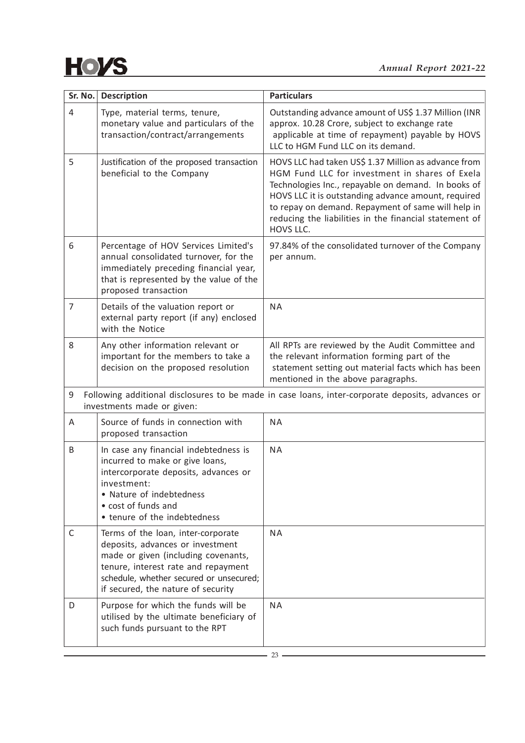| Sr. No. | Description | Particulars |
| --- | --- | --- |
| 4 | Type, material terms, tenure, monetary value and particulars of the transaction/contract/arrangements | Outstanding advance amount of US$ 1.37 Million (INR approx. 10.28 Crore, subject to exchange rate applicable at time of repayment) payable by HOVS LLC to HGM Fund LLC on its demand. |
| 5 | Justification of the proposed transaction beneficial to the Company | HOVS LLC had taken US$ 1.37 Million as advance from HGM Fund LLC for investment in shares of Exela Technologies Inc., repayable on demand. In books of HOVS LLC it is outstanding advance amount, required to repay on demand. Repayment of same will help in reducing the liabilities in the financial statement of HOVS LLC. |
| 6 | Percentage of HOV Services Limited's annual consolidated turnover, for the immediately preceding financial year, that is represented by the value of the proposed transaction | 97.84% of the consolidated turnover of the Company per annum. |
| 7 | Details of the valuation report or external party report (if any) enclosed with the Notice | NA |
| 8 | Any other information relevant or important for the members to take a decision on the proposed resolution | All RPTs are reviewed by the Audit Committee and the relevant information forming part of the statement setting out material facts which has been mentioned in the above paragraphs. |
| 9 | Following additional disclosures to be made in case loans, inter-corporate deposits, advances or investments made or given: | |
| A | Source of funds in connection with proposed transaction | NA |
| B | In case any financial indebtedness is incurred to make or give loans, intercorporate deposits, advances or investment: • Nature of indebtedness • cost of funds and • tenure of the indebtedness | NA |
| C | Terms of the loan, inter-corporate deposits, advances or investment made or given (including covenants, tenure, interest rate and repayment schedule, whether secured or unsecured; if secured, the nature of security | NA |
| D | Purpose for which the funds will be utilised by the ultimate beneficiary of such funds pursuant to the RPT | NA |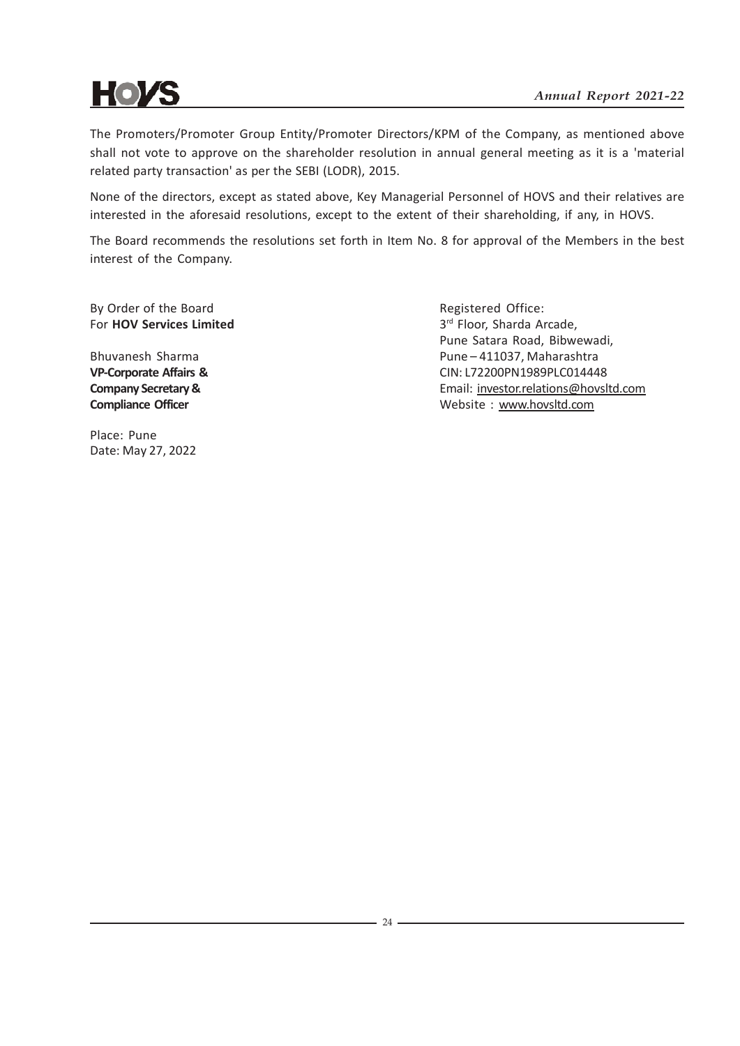The Promoters/Promoter Group Entity/Promoter Directors/KPM of the Company, as mentioned above shall not vote to approve on the shareholder resolution in annual general meeting as it is a 'material related party transaction' as per the SEBI (LODR), 2015.

None of the directors, except as stated above, Key Managerial Personnel of HOVS and their relatives are interested in the aforesaid resolutions, except to the extent of their shareholding, if any, in HOVS.

The Board recommends the resolutions set forth in Item No. 8 for approval of the Members in the best interest of the Company.

By Order of the Board
For **HOV Services Limited**

Bhuvanesh Sharma
**VP-Corporate Affairs &**
**Company Secretary &**
**Compliance Officer**

Place: Pune
Date: May 27, 2022

Registered Office:
3rd Floor, Sharda Arcade,
Pune Satara Road, Bibwewadi,
Pune – 411037, Maharashtra
CIN: L72200PN1989PLC014448
Email: investor.relations@hovsltd.com
Website : www.hovsltd.com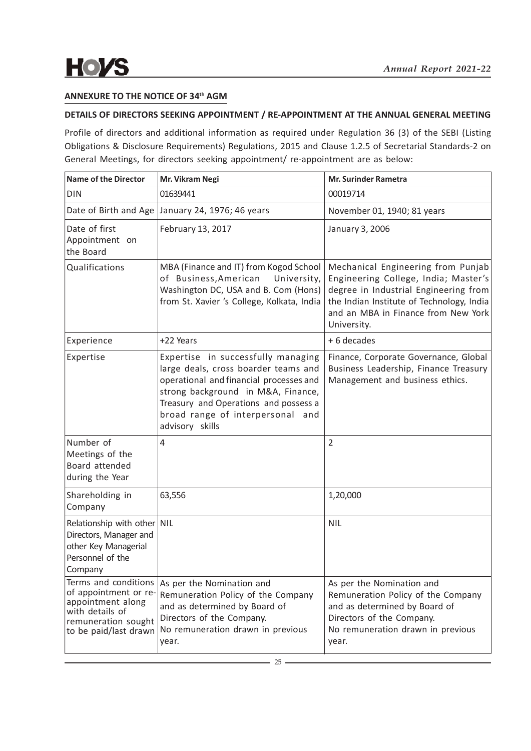## ANNEXURE TO THE NOTICE OF 34th AGM

### DETAILS OF DIRECTORS SEEKING APPOINTMENT / RE-APPOINTMENT AT THE ANNUAL GENERAL MEETING

Profile of directors and additional information as required under Regulation 36 (3) of the SEBI (Listing Obligations & Disclosure Requirements) Regulations, 2015 and Clause 1.2.5 of Secretarial Standards-2 on General Meetings, for directors seeking appointment/ re-appointment are as below:

| Name of the Director | Mr. Vikram Negi | Mr. Surinder Rametra |
|---|---|---|
| DIN | 01639441 | 00019714 |
| Date of Birth and Age | January 24, 1976; 46 years | November 01, 1940; 81 years |
| Date of first Appointment on the Board | February 13, 2017 | January 3, 2006 |
| Qualifications | MBA (Finance and IT) from Kogod School of Business,American University, Washington DC, USA and B. Com (Hons) from St. Xavier 's College, Kolkata, India | Mechanical Engineering from Punjab Engineering College, India; Master's degree in Industrial Engineering from the Indian Institute of Technology, India and an MBA in Finance from New York University. |
| Experience | +22 Years | + 6 decades |
| Expertise | Expertise in successfully managing large deals, cross boarder teams and operational and financial processes and strong background in M&A, Finance, Treasury and Operations and possess a broad range of interpersonal and advisory skills | Finance, Corporate Governance, Global Business Leadership, Finance Treasury Management and business ethics. |
| Number of Meetings of the Board attended during the Year | 4 | 2 |
| Shareholding in Company | 63,556 | 1,20,000 |
| Relationship with other Directors, Manager and other Key Managerial Personnel of the Company | NIL | NIL |
| Terms and conditions of appointment or re-appointment along with details of remuneration sought to be paid/last drawn | As per the Nomination and Remuneration Policy of the Company and as determined by Board of Directors of the Company. No remuneration drawn in previous year. | As per the Nomination and Remuneration Policy of the Company and as determined by Board of Directors of the Company. No remuneration drawn in previous year. |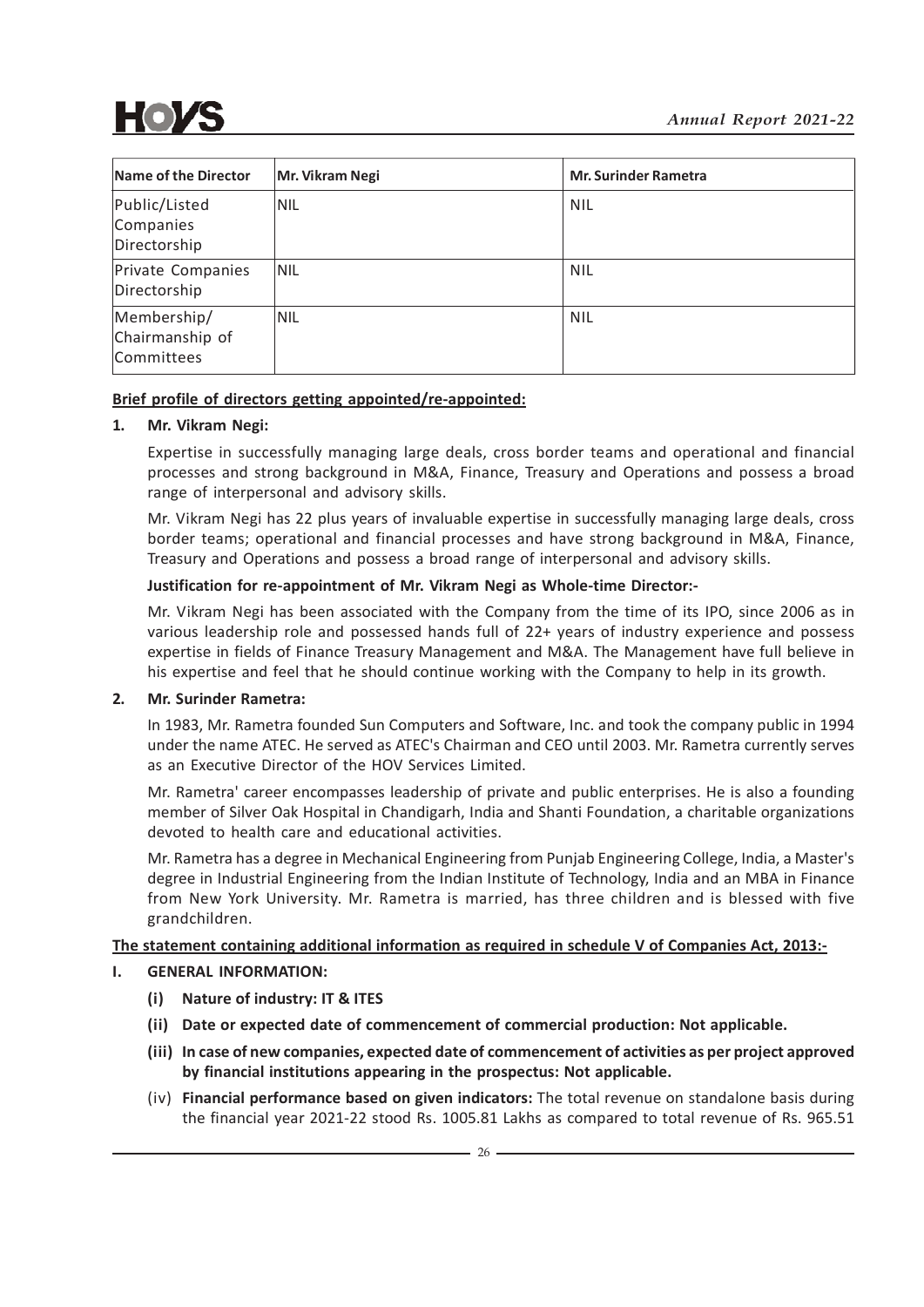| Name of the Director | Mr. Vikram Negi | Mr. Surinder Rametra |
|---|---|---|
| Public/Listed Companies Directorship | NIL | NIL |
| Private Companies Directorship | NIL | NIL |
| Membership/ Chairmanship of Committees | NIL | NIL |

**Brief profile of directors getting appointed/re-appointed:**

**1. Mr. Vikram Negi:**

Expertise in successfully managing large deals, cross border teams and operational and financial processes and strong background in M&A, Finance, Treasury and Operations and possess a broad range of interpersonal and advisory skills.

Mr. Vikram Negi has 22 plus years of invaluable expertise in successfully managing large deals, cross border teams; operational and financial processes and have strong background in M&A, Finance, Treasury and Operations and possess a broad range of interpersonal and advisory skills.

**Justification for re-appointment of Mr. Vikram Negi as Whole-time Director:-**

Mr. Vikram Negi has been associated with the Company from the time of its IPO, since 2006 as in various leadership role and possessed hands full of 22+ years of industry experience and possess expertise in fields of Finance Treasury Management and M&A. The Management have full believe in his expertise and feel that he should continue working with the Company to help in its growth.

**2. Mr. Surinder Rametra:**

In 1983, Mr. Rametra founded Sun Computers and Software, Inc. and took the company public in 1994 under the name ATEC. He served as ATEC's Chairman and CEO until 2003. Mr. Rametra currently serves as an Executive Director of the HOV Services Limited.

Mr. Rametra' career encompasses leadership of private and public enterprises. He is also a founding member of Silver Oak Hospital in Chandigarh, India and Shanti Foundation, a charitable organizations devoted to health care and educational activities.

Mr. Rametra has a degree in Mechanical Engineering from Punjab Engineering College, India, a Master's degree in Industrial Engineering from the Indian Institute of Technology, India and an MBA in Finance from New York University. Mr. Rametra is married, has three children and is blessed with five grandchildren.

**The statement containing additional information as required in schedule V of Companies Act, 2013:-**

**I. GENERAL INFORMATION:**

**(i) Nature of industry: IT & ITES**

**(ii) Date or expected date of commencement of commercial production: Not applicable.**

**(iii) In case of new companies, expected date of commencement of activities as per project approved by financial institutions appearing in the prospectus: Not applicable.**

(iv) **Financial performance based on given indicators:** The total revenue on standalone basis during the financial year 2021-22 stood Rs. 1005.81 Lakhs as compared to total revenue of Rs. 965.51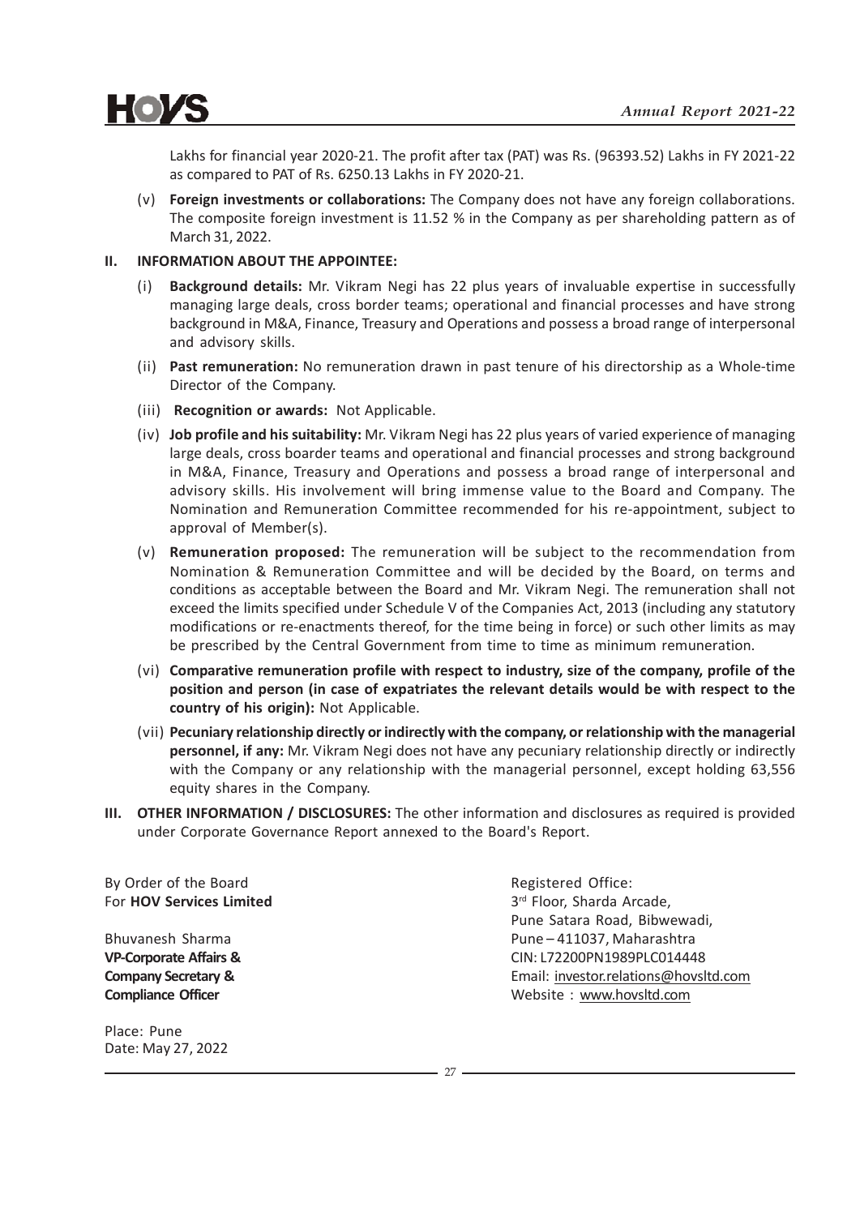Lakhs for financial year 2020-21. The profit after tax (PAT) was Rs. (96393.52) Lakhs in FY 2021-22 as compared to PAT of Rs. 6250.13 Lakhs in FY 2020-21.

(v) **Foreign investments or collaborations:** The Company does not have any foreign collaborations. The composite foreign investment is 11.52 % in the Company as per shareholding pattern as of March 31, 2022.

**II. INFORMATION ABOUT THE APPOINTEE:**

(i) **Background details:** Mr. Vikram Negi has 22 plus years of invaluable expertise in successfully managing large deals, cross border teams; operational and financial processes and have strong background in M&A, Finance, Treasury and Operations and possess a broad range of interpersonal and advisory skills.

(ii) **Past remuneration:** No remuneration drawn in past tenure of his directorship as a Whole-time Director of the Company.

(iii) **Recognition or awards:** Not Applicable.

(iv) **Job profile and his suitability:** Mr. Vikram Negi has 22 plus years of varied experience of managing large deals, cross boarder teams and operational and financial processes and strong background in M&A, Finance, Treasury and Operations and possess a broad range of interpersonal and advisory skills. His involvement will bring immense value to the Board and Company. The Nomination and Remuneration Committee recommended for his re-appointment, subject to approval of Member(s).

(v) **Remuneration proposed:** The remuneration will be subject to the recommendation from Nomination & Remuneration Committee and will be decided by the Board, on terms and conditions as acceptable between the Board and Mr. Vikram Negi. The remuneration shall not exceed the limits specified under Schedule V of the Companies Act, 2013 (including any statutory modifications or re-enactments thereof, for the time being in force) or such other limits as may be prescribed by the Central Government from time to time as minimum remuneration.

(vi) **Comparative remuneration profile with respect to industry, size of the company, profile of the position and person (in case of expatriates the relevant details would be with respect to the country of his origin):** Not Applicable.

(vii) **Pecuniary relationship directly or indirectly with the company, or relationship with the managerial personnel, if any:** Mr. Vikram Negi does not have any pecuniary relationship directly or indirectly with the Company or any relationship with the managerial personnel, except holding 63,556 equity shares in the Company.

**III. OTHER INFORMATION / DISCLOSURES:** The other information and disclosures as required is provided under Corporate Governance Report annexed to the Board's Report.

By Order of the Board
For **HOV Services Limited**

Bhuvanesh Sharma
**VP-Corporate Affairs &**
**Company Secretary &**
**Compliance Officer**

Place: Pune
Date: May 27, 2022

Registered Office:
3rd Floor, Sharda Arcade,
Pune Satara Road, Bibwewadi,
Pune – 411037, Maharashtra
CIN: L72200PN1989PLC014448
Email: investor.relations@hovsltd.com
Website : www.hovsltd.com